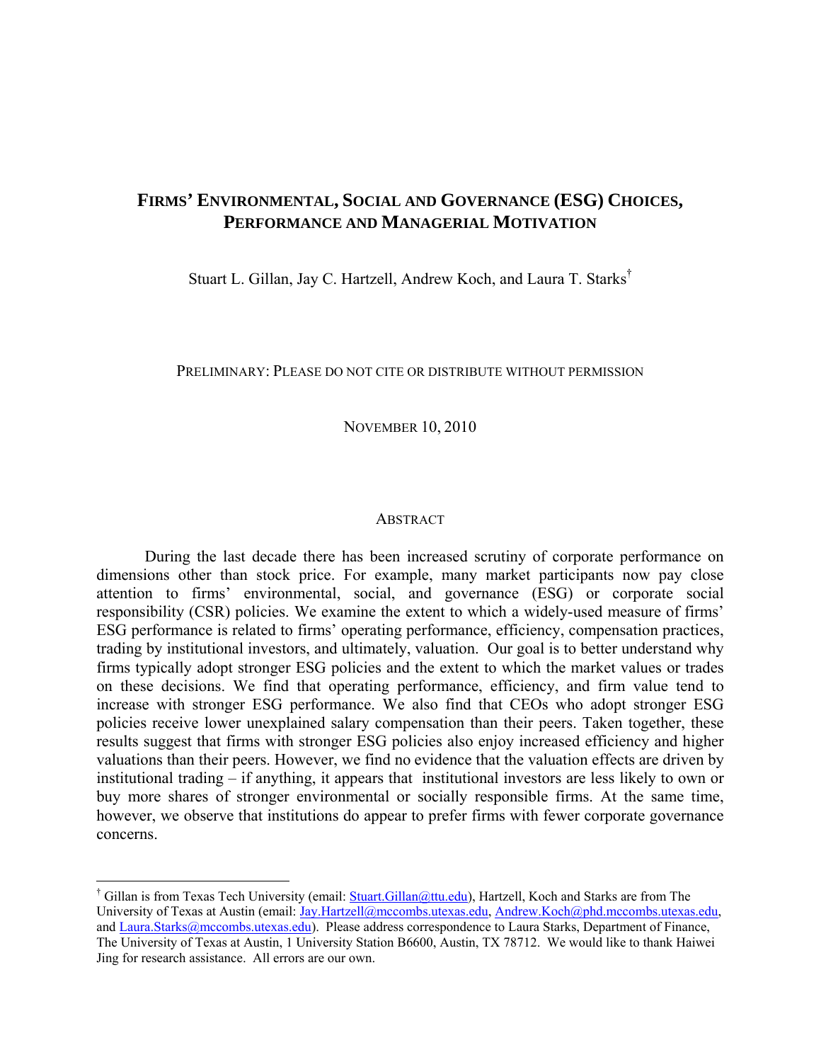# Firms' Environmental, Social and Governance (ESG) Choices, Performance and Managerial Motivation

Stuart L. Gillan, Jay C. Hartzell, Andrew Koch, and Laura T. Starks[†]

PRELIMINARY: PLEASE DO NOT CITE OR DISTRIBUTE WITHOUT PERMISSION

NOVEMBER 10, 2010

## Abstract

During the last decade there has been increased scrutiny of corporate performance on dimensions other than stock price. For example, many market participants now pay close attention to firms' environmental, social, and governance (ESG) or corporate social responsibility (CSR) policies. We examine the extent to which a widely-used measure of firms' ESG performance is related to firms' operating performance, efficiency, compensation practices, trading by institutional investors, and ultimately, valuation. Our goal is to better understand why firms typically adopt stronger ESG policies and the extent to which the market values or trades on these decisions. We find that operating performance, efficiency, and firm value tend to increase with stronger ESG performance. We also find that CEOs who adopt stronger ESG policies receive lower unexplained salary compensation than their peers. Taken together, these results suggest that firms with stronger ESG policies also enjoy increased efficiency and higher valuations than their peers. However, we find no evidence that the valuation effects are driven by institutional trading – if anything, it appears that institutional investors are less likely to own or buy more shares of stronger environmental or socially responsible firms. At the same time, however, we observe that institutions do appear to prefer firms with fewer corporate governance concerns.

---

[†] Gillan is from Texas Tech University (email: Stuart.Gillan@ttu.edu), Hartzell, Koch and Starks are from The University of Texas at Austin (email: Jay.Hartzell@mccombs.utexas.edu, Andrew.Koch@phd.mccombs.utexas.edu, and Laura.Starks@mccombs.utexas.edu). Please address correspondence to Laura Starks, Department of Finance, The University of Texas at Austin, 1 University Station B6600, Austin, TX 78712. We would like to thank Haiwei Jing for research assistance. All errors are our own.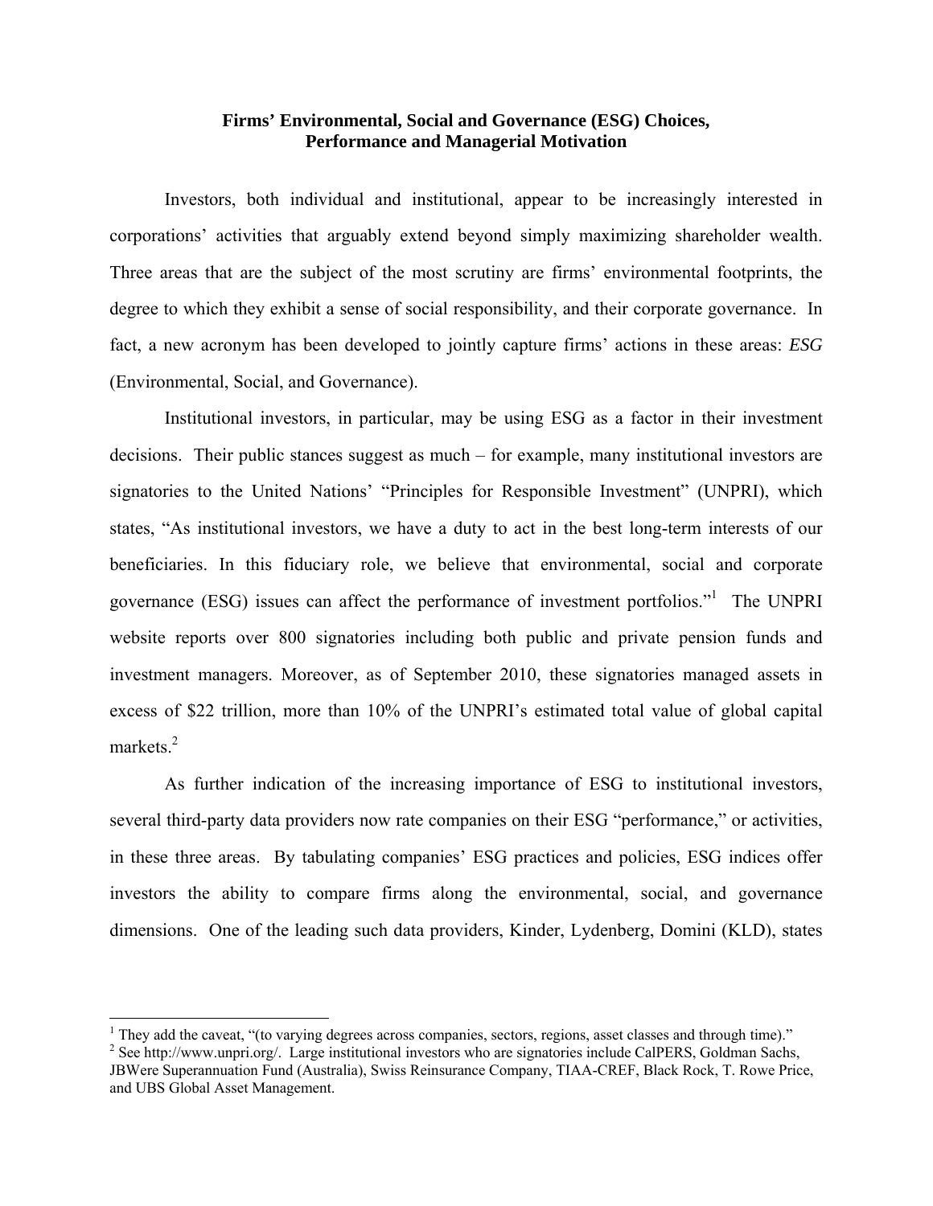**Firms' Environmental, Social and Governance (ESG) Choices, Performance and Managerial Motivation**

Investors, both individual and institutional, appear to be increasingly interested in corporations' activities that arguably extend beyond simply maximizing shareholder wealth. Three areas that are the subject of the most scrutiny are firms' environmental footprints, the degree to which they exhibit a sense of social responsibility, and their corporate governance. In fact, a new acronym has been developed to jointly capture firms' actions in these areas: *ESG* (Environmental, Social, and Governance).

Institutional investors, in particular, may be using ESG as a factor in their investment decisions. Their public stances suggest as much – for example, many institutional investors are signatories to the United Nations' "Principles for Responsible Investment" (UNPRI), which states, "As institutional investors, we have a duty to act in the best long-term interests of our beneficiaries. In this fiduciary role, we believe that environmental, social and corporate governance (ESG) issues can affect the performance of investment portfolios."[1] The UNPRI website reports over 800 signatories including both public and private pension funds and investment managers. Moreover, as of September 2010, these signatories managed assets in excess of $22 trillion, more than 10% of the UNPRI's estimated total value of global capital markets.[2]

As further indication of the increasing importance of ESG to institutional investors, several third-party data providers now rate companies on their ESG "performance," or activities, in these three areas. By tabulating companies' ESG practices and policies, ESG indices offer investors the ability to compare firms along the environmental, social, and governance dimensions. One of the leading such data providers, Kinder, Lydenberg, Domini (KLD), states

---

[1] They add the caveat, "(to varying degrees across companies, sectors, regions, asset classes and through time)."

[2] See http://www.unpri.org/. Large institutional investors who are signatories include CalPERS, Goldman Sachs, JBWere Superannuation Fund (Australia), Swiss Reinsurance Company, TIAA-CREF, Black Rock, T. Rowe Price, and UBS Global Asset Management.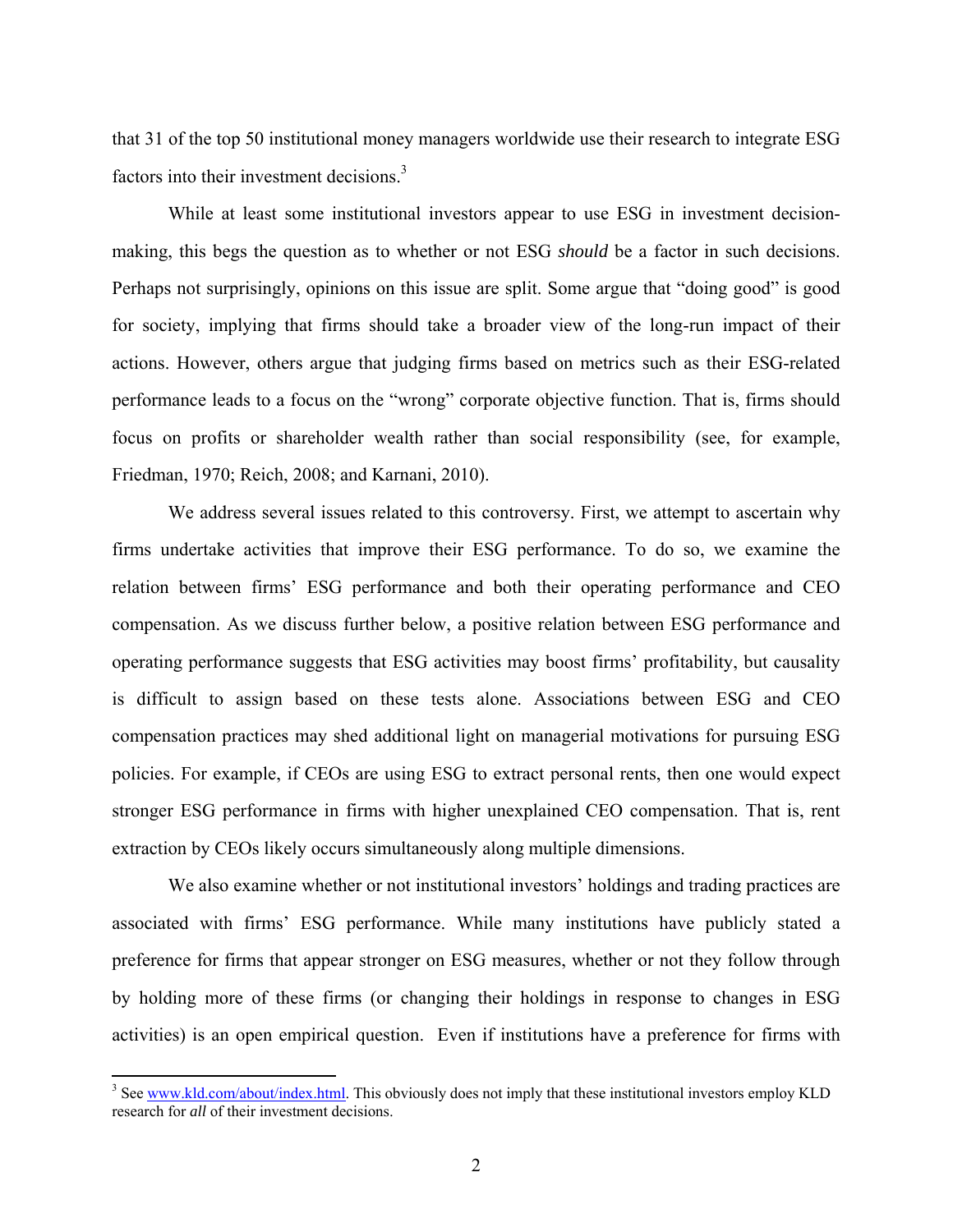that 31 of the top 50 institutional money managers worldwide use their research to integrate ESG factors into their investment decisions.[3]

While at least some institutional investors appear to use ESG in investment decision-making, this begs the question as to whether or not ESG *should* be a factor in such decisions. Perhaps not surprisingly, opinions on this issue are split. Some argue that "doing good" is good for society, implying that firms should take a broader view of the long-run impact of their actions. However, others argue that judging firms based on metrics such as their ESG-related performance leads to a focus on the "wrong" corporate objective function. That is, firms should focus on profits or shareholder wealth rather than social responsibility (see, for example, Friedman, 1970; Reich, 2008; and Karnani, 2010).

We address several issues related to this controversy. First, we attempt to ascertain why firms undertake activities that improve their ESG performance. To do so, we examine the relation between firms' ESG performance and both their operating performance and CEO compensation. As we discuss further below, a positive relation between ESG performance and operating performance suggests that ESG activities may boost firms' profitability, but causality is difficult to assign based on these tests alone. Associations between ESG and CEO compensation practices may shed additional light on managerial motivations for pursuing ESG policies. For example, if CEOs are using ESG to extract personal rents, then one would expect stronger ESG performance in firms with higher unexplained CEO compensation. That is, rent extraction by CEOs likely occurs simultaneously along multiple dimensions.

We also examine whether or not institutional investors' holdings and trading practices are associated with firms' ESG performance. While many institutions have publicly stated a preference for firms that appear stronger on ESG measures, whether or not they follow through by holding more of these firms (or changing their holdings in response to changes in ESG activities) is an open empirical question. Even if institutions have a preference for firms with

[3] See www.kld.com/about/index.html. This obviously does not imply that these institutional investors employ KLD research for *all* of their investment decisions.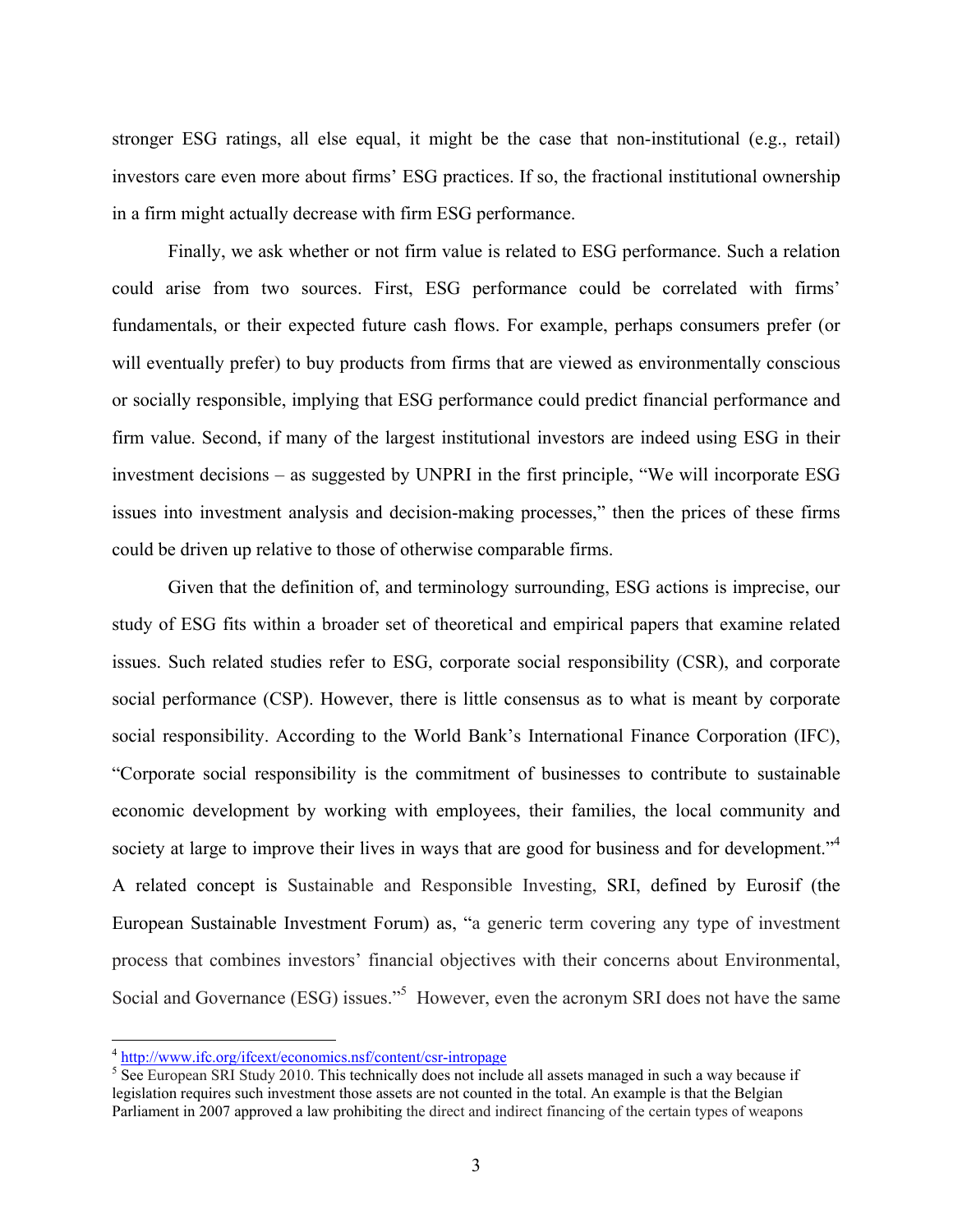stronger ESG ratings, all else equal, it might be the case that non-institutional (e.g., retail) investors care even more about firms' ESG practices. If so, the fractional institutional ownership in a firm might actually decrease with firm ESG performance.

Finally, we ask whether or not firm value is related to ESG performance. Such a relation could arise from two sources. First, ESG performance could be correlated with firms' fundamentals, or their expected future cash flows. For example, perhaps consumers prefer (or will eventually prefer) to buy products from firms that are viewed as environmentally conscious or socially responsible, implying that ESG performance could predict financial performance and firm value. Second, if many of the largest institutional investors are indeed using ESG in their investment decisions – as suggested by UNPRI in the first principle, "We will incorporate ESG issues into investment analysis and decision-making processes," then the prices of these firms could be driven up relative to those of otherwise comparable firms.

Given that the definition of, and terminology surrounding, ESG actions is imprecise, our study of ESG fits within a broader set of theoretical and empirical papers that examine related issues. Such related studies refer to ESG, corporate social responsibility (CSR), and corporate social performance (CSP). However, there is little consensus as to what is meant by corporate social responsibility. According to the World Bank's International Finance Corporation (IFC), "Corporate social responsibility is the commitment of businesses to contribute to sustainable economic development by working with employees, their families, the local community and society at large to improve their lives in ways that are good for business and for development."[4] A related concept is Sustainable and Responsible Investing, SRI, defined by Eurosif (the European Sustainable Investment Forum) as, "a generic term covering any type of investment process that combines investors' financial objectives with their concerns about Environmental, Social and Governance (ESG) issues."[5] However, even the acronym SRI does not have the same

[4] http://www.ifc.org/ifcext/economics.nsf/content/csr-intropage

[5] See European SRI Study 2010. This technically does not include all assets managed in such a way because if legislation requires such investment those assets are not counted in the total. An example is that the Belgian Parliament in 2007 approved a law prohibiting the direct and indirect financing of the certain types of weapons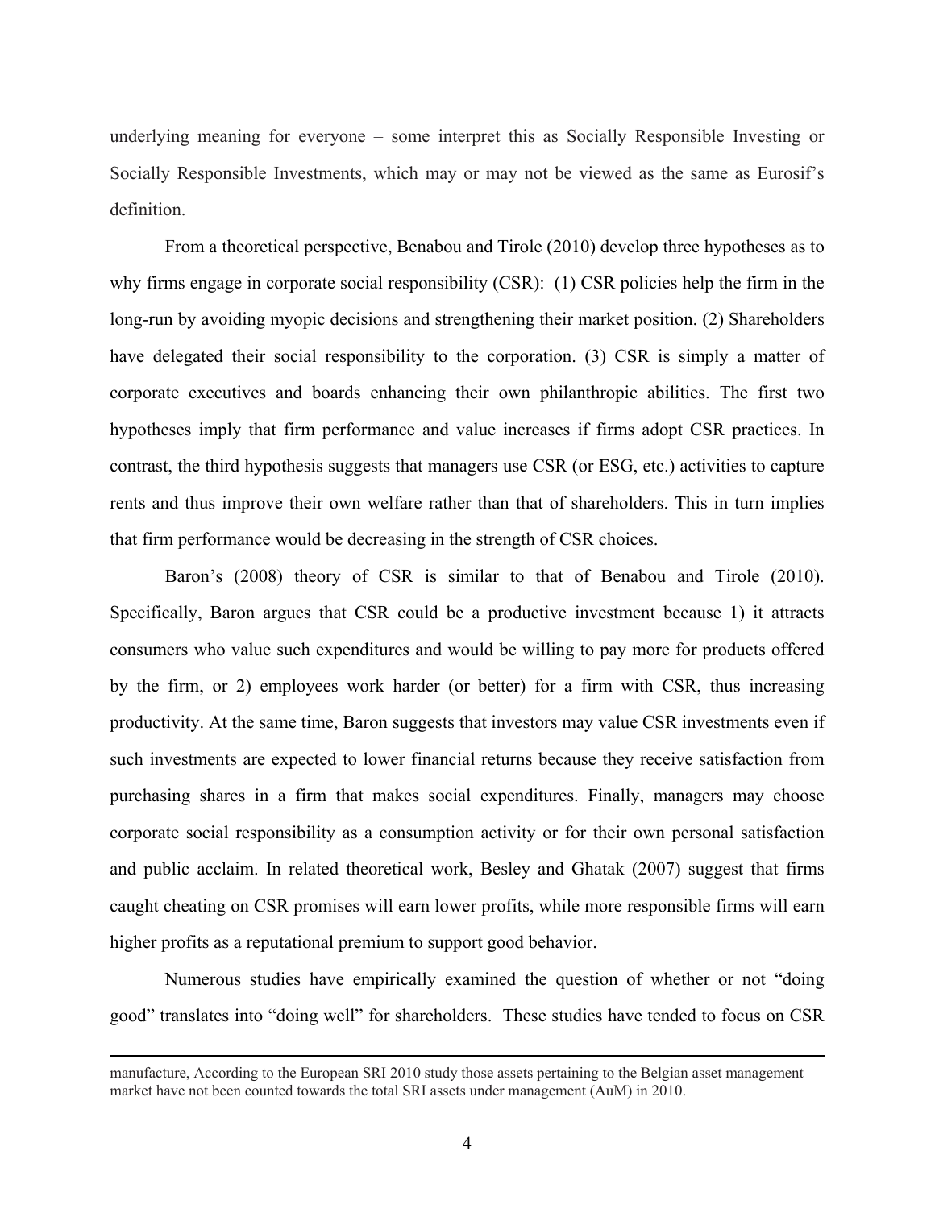underlying meaning for everyone – some interpret this as Socially Responsible Investing or Socially Responsible Investments, which may or may not be viewed as the same as Eurosif's definition.

From a theoretical perspective, Benabou and Tirole (2010) develop three hypotheses as to why firms engage in corporate social responsibility (CSR): (1) CSR policies help the firm in the long-run by avoiding myopic decisions and strengthening their market position. (2) Shareholders have delegated their social responsibility to the corporation. (3) CSR is simply a matter of corporate executives and boards enhancing their own philanthropic abilities. The first two hypotheses imply that firm performance and value increases if firms adopt CSR practices. In contrast, the third hypothesis suggests that managers use CSR (or ESG, etc.) activities to capture rents and thus improve their own welfare rather than that of shareholders. This in turn implies that firm performance would be decreasing in the strength of CSR choices.

Baron's (2008) theory of CSR is similar to that of Benabou and Tirole (2010). Specifically, Baron argues that CSR could be a productive investment because 1) it attracts consumers who value such expenditures and would be willing to pay more for products offered by the firm, or 2) employees work harder (or better) for a firm with CSR, thus increasing productivity. At the same time, Baron suggests that investors may value CSR investments even if such investments are expected to lower financial returns because they receive satisfaction from purchasing shares in a firm that makes social expenditures. Finally, managers may choose corporate social responsibility as a consumption activity or for their own personal satisfaction and public acclaim. In related theoretical work, Besley and Ghatak (2007) suggest that firms caught cheating on CSR promises will earn lower profits, while more responsible firms will earn higher profits as a reputational premium to support good behavior.

Numerous studies have empirically examined the question of whether or not "doing good" translates into "doing well" for shareholders. These studies have tended to focus on CSR

---

manufacture, According to the European SRI 2010 study those assets pertaining to the Belgian asset management market have not been counted towards the total SRI assets under management (AuM) in 2010.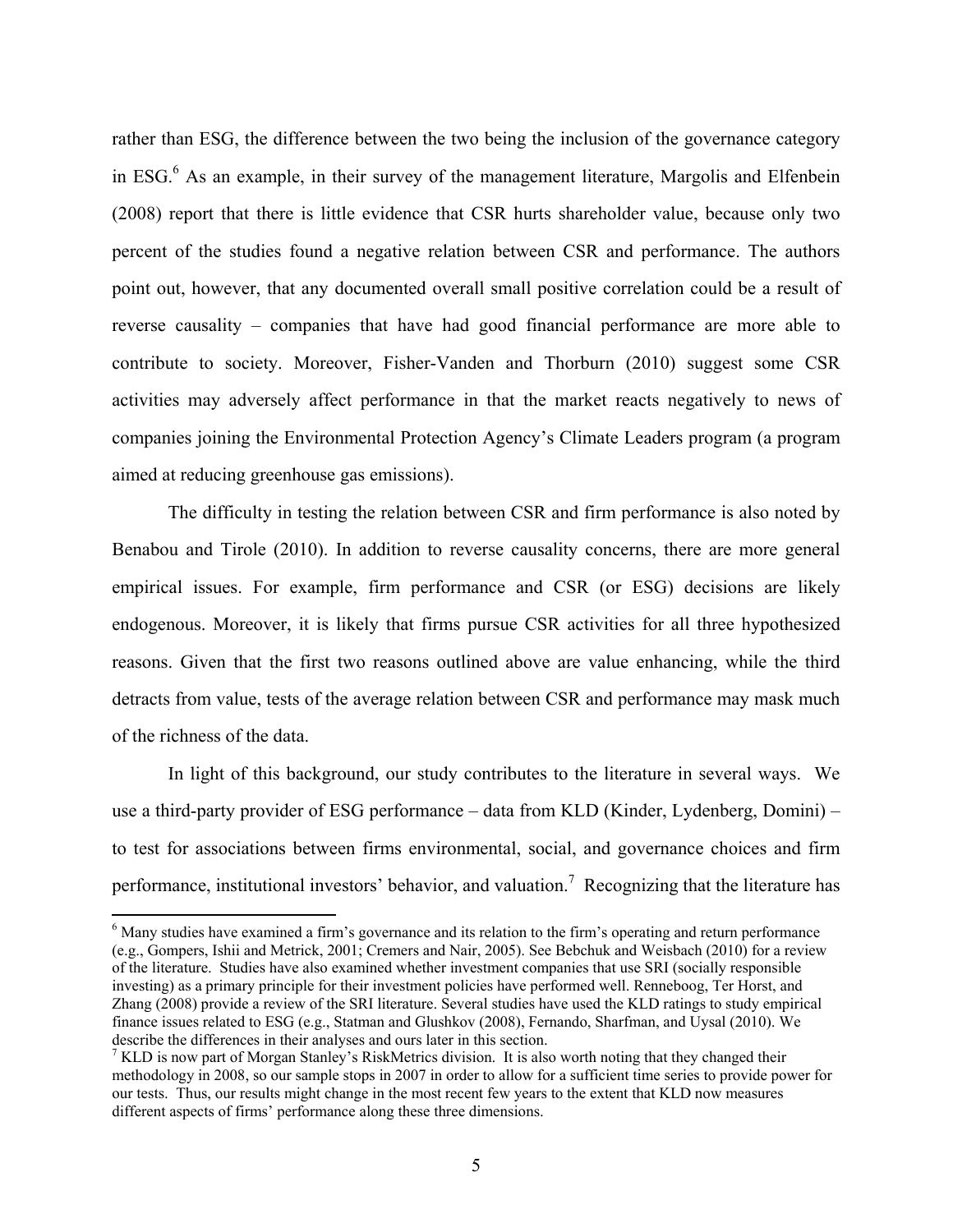rather than ESG, the difference between the two being the inclusion of the governance category in ESG.[6] As an example, in their survey of the management literature, Margolis and Elfenbein (2008) report that there is little evidence that CSR hurts shareholder value, because only two percent of the studies found a negative relation between CSR and performance. The authors point out, however, that any documented overall small positive correlation could be a result of reverse causality – companies that have had good financial performance are more able to contribute to society. Moreover, Fisher-Vanden and Thorburn (2010) suggest some CSR activities may adversely affect performance in that the market reacts negatively to news of companies joining the Environmental Protection Agency's Climate Leaders program (a program aimed at reducing greenhouse gas emissions).

The difficulty in testing the relation between CSR and firm performance is also noted by Benabou and Tirole (2010). In addition to reverse causality concerns, there are more general empirical issues. For example, firm performance and CSR (or ESG) decisions are likely endogenous. Moreover, it is likely that firms pursue CSR activities for all three hypothesized reasons. Given that the first two reasons outlined above are value enhancing, while the third detracts from value, tests of the average relation between CSR and performance may mask much of the richness of the data.

In light of this background, our study contributes to the literature in several ways. We use a third-party provider of ESG performance – data from KLD (Kinder, Lydenberg, Domini) – to test for associations between firms environmental, social, and governance choices and firm performance, institutional investors' behavior, and valuation.[7] Recognizing that the literature has

---

[6] Many studies have examined a firm's governance and its relation to the firm's operating and return performance (e.g., Gompers, Ishii and Metrick, 2001; Cremers and Nair, 2005). See Bebchuk and Weisbach (2010) for a review of the literature. Studies have also examined whether investment companies that use SRI (socially responsible investing) as a primary principle for their investment policies have performed well. Renneboog, Ter Horst, and Zhang (2008) provide a review of the SRI literature. Several studies have used the KLD ratings to study empirical finance issues related to ESG (e.g., Statman and Glushkov (2008), Fernando, Sharfman, and Uysal (2010). We describe the differences in their analyses and ours later in this section.

[7] KLD is now part of Morgan Stanley's RiskMetrics division. It is also worth noting that they changed their methodology in 2008, so our sample stops in 2007 in order to allow for a sufficient time series to provide power for our tests. Thus, our results might change in the most recent few years to the extent that KLD now measures different aspects of firms' performance along these three dimensions.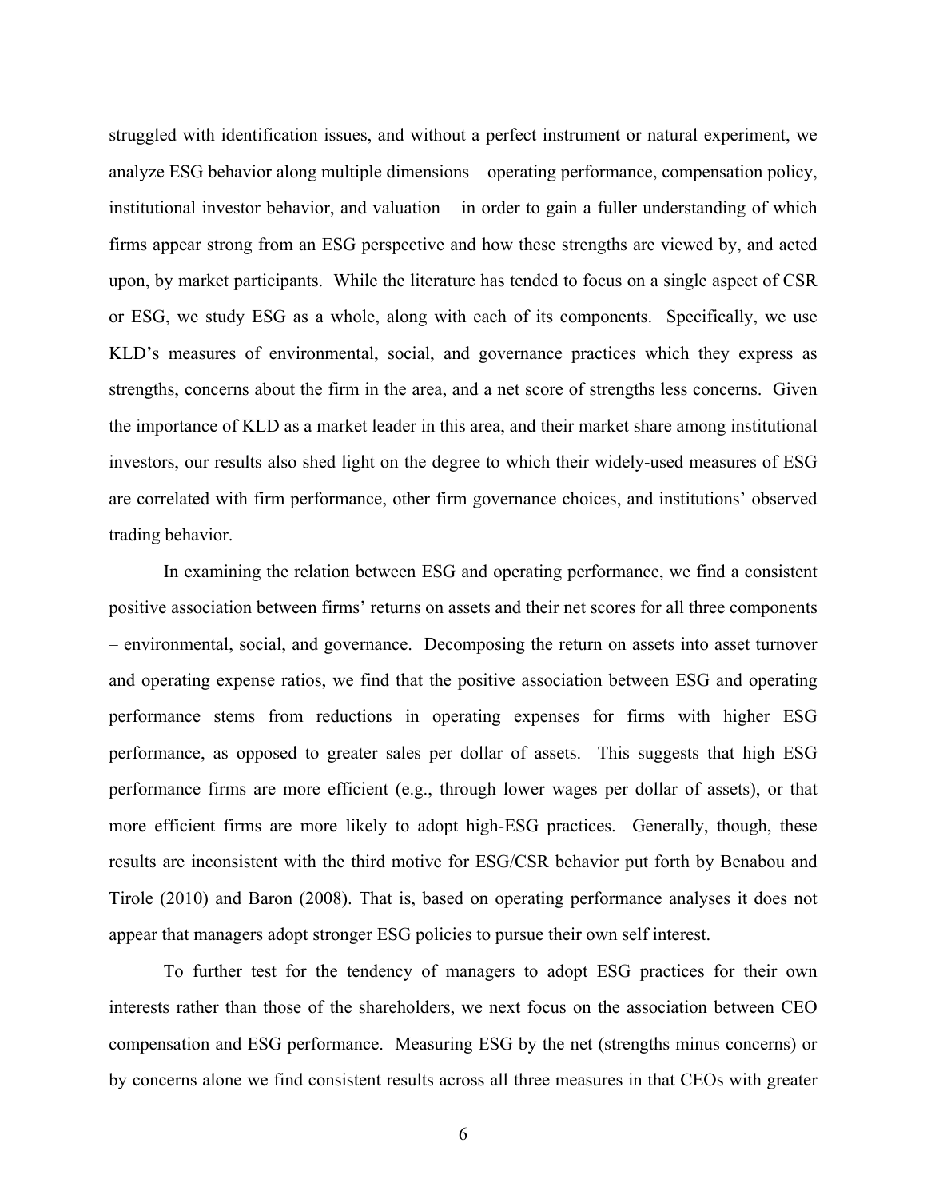struggled with identification issues, and without a perfect instrument or natural experiment, we analyze ESG behavior along multiple dimensions – operating performance, compensation policy, institutional investor behavior, and valuation – in order to gain a fuller understanding of which firms appear strong from an ESG perspective and how these strengths are viewed by, and acted upon, by market participants. While the literature has tended to focus on a single aspect of CSR or ESG, we study ESG as a whole, along with each of its components. Specifically, we use KLD's measures of environmental, social, and governance practices which they express as strengths, concerns about the firm in the area, and a net score of strengths less concerns. Given the importance of KLD as a market leader in this area, and their market share among institutional investors, our results also shed light on the degree to which their widely-used measures of ESG are correlated with firm performance, other firm governance choices, and institutions' observed trading behavior.

In examining the relation between ESG and operating performance, we find a consistent positive association between firms' returns on assets and their net scores for all three components – environmental, social, and governance. Decomposing the return on assets into asset turnover and operating expense ratios, we find that the positive association between ESG and operating performance stems from reductions in operating expenses for firms with higher ESG performance, as opposed to greater sales per dollar of assets. This suggests that high ESG performance firms are more efficient (e.g., through lower wages per dollar of assets), or that more efficient firms are more likely to adopt high-ESG practices. Generally, though, these results are inconsistent with the third motive for ESG/CSR behavior put forth by Benabou and Tirole (2010) and Baron (2008). That is, based on operating performance analyses it does not appear that managers adopt stronger ESG policies to pursue their own self interest.

To further test for the tendency of managers to adopt ESG practices for their own interests rather than those of the shareholders, we next focus on the association between CEO compensation and ESG performance. Measuring ESG by the net (strengths minus concerns) or by concerns alone we find consistent results across all three measures in that CEOs with greater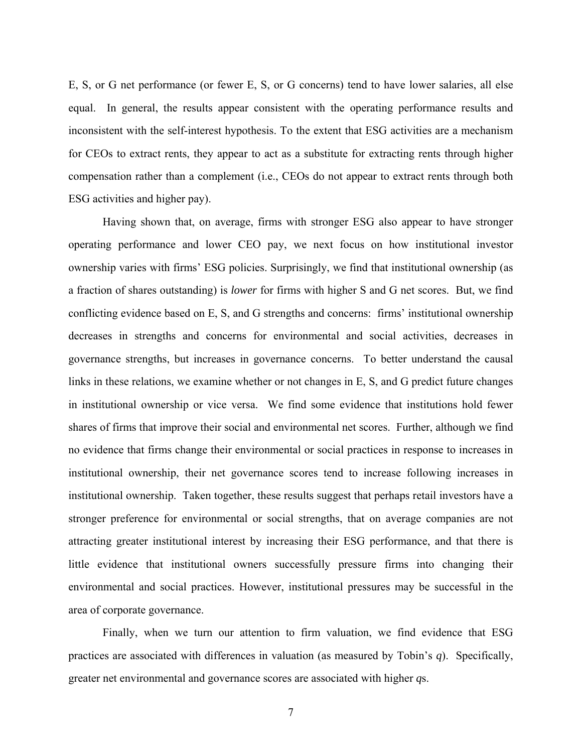E, S, or G net performance (or fewer E, S, or G concerns) tend to have lower salaries, all else equal. In general, the results appear consistent with the operating performance results and inconsistent with the self-interest hypothesis. To the extent that ESG activities are a mechanism for CEOs to extract rents, they appear to act as a substitute for extracting rents through higher compensation rather than a complement (i.e., CEOs do not appear to extract rents through both ESG activities and higher pay).

Having shown that, on average, firms with stronger ESG also appear to have stronger operating performance and lower CEO pay, we next focus on how institutional investor ownership varies with firms' ESG policies. Surprisingly, we find that institutional ownership (as a fraction of shares outstanding) is *lower* for firms with higher S and G net scores. But, we find conflicting evidence based on E, S, and G strengths and concerns: firms' institutional ownership decreases in strengths and concerns for environmental and social activities, decreases in governance strengths, but increases in governance concerns. To better understand the causal links in these relations, we examine whether or not changes in E, S, and G predict future changes in institutional ownership or vice versa. We find some evidence that institutions hold fewer shares of firms that improve their social and environmental net scores. Further, although we find no evidence that firms change their environmental or social practices in response to increases in institutional ownership, their net governance scores tend to increase following increases in institutional ownership. Taken together, these results suggest that perhaps retail investors have a stronger preference for environmental or social strengths, that on average companies are not attracting greater institutional interest by increasing their ESG performance, and that there is little evidence that institutional owners successfully pressure firms into changing their environmental and social practices. However, institutional pressures may be successful in the area of corporate governance.

Finally, when we turn our attention to firm valuation, we find evidence that ESG practices are associated with differences in valuation (as measured by Tobin's $q$). Specifically, greater net environmental and governance scores are associated with higher $q$s.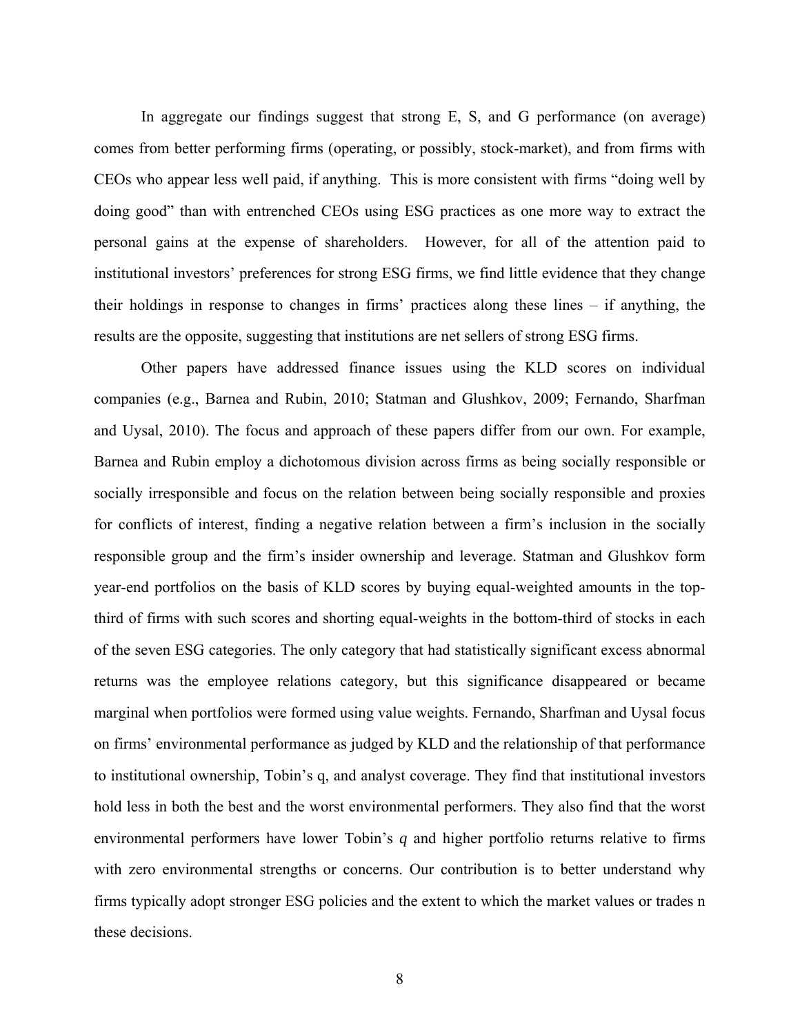In aggregate our findings suggest that strong E, S, and G performance (on average) comes from better performing firms (operating, or possibly, stock-market), and from firms with CEOs who appear less well paid, if anything. This is more consistent with firms "doing well by doing good" than with entrenched CEOs using ESG practices as one more way to extract the personal gains at the expense of shareholders. However, for all of the attention paid to institutional investors' preferences for strong ESG firms, we find little evidence that they change their holdings in response to changes in firms' practices along these lines – if anything, the results are the opposite, suggesting that institutions are net sellers of strong ESG firms.

Other papers have addressed finance issues using the KLD scores on individual companies (e.g., Barnea and Rubin, 2010; Statman and Glushkov, 2009; Fernando, Sharfman and Uysal, 2010). The focus and approach of these papers differ from our own. For example, Barnea and Rubin employ a dichotomous division across firms as being socially responsible or socially irresponsible and focus on the relation between being socially responsible and proxies for conflicts of interest, finding a negative relation between a firm's inclusion in the socially responsible group and the firm's insider ownership and leverage. Statman and Glushkov form year-end portfolios on the basis of KLD scores by buying equal-weighted amounts in the top-third of firms with such scores and shorting equal-weights in the bottom-third of stocks in each of the seven ESG categories. The only category that had statistically significant excess abnormal returns was the employee relations category, but this significance disappeared or became marginal when portfolios were formed using value weights. Fernando, Sharfman and Uysal focus on firms' environmental performance as judged by KLD and the relationship of that performance to institutional ownership, Tobin's q, and analyst coverage. They find that institutional investors hold less in both the best and the worst environmental performers. They also find that the worst environmental performers have lower Tobin's $q$ and higher portfolio returns relative to firms with zero environmental strengths or concerns. Our contribution is to better understand why firms typically adopt stronger ESG policies and the extent to which the market values or trades n these decisions.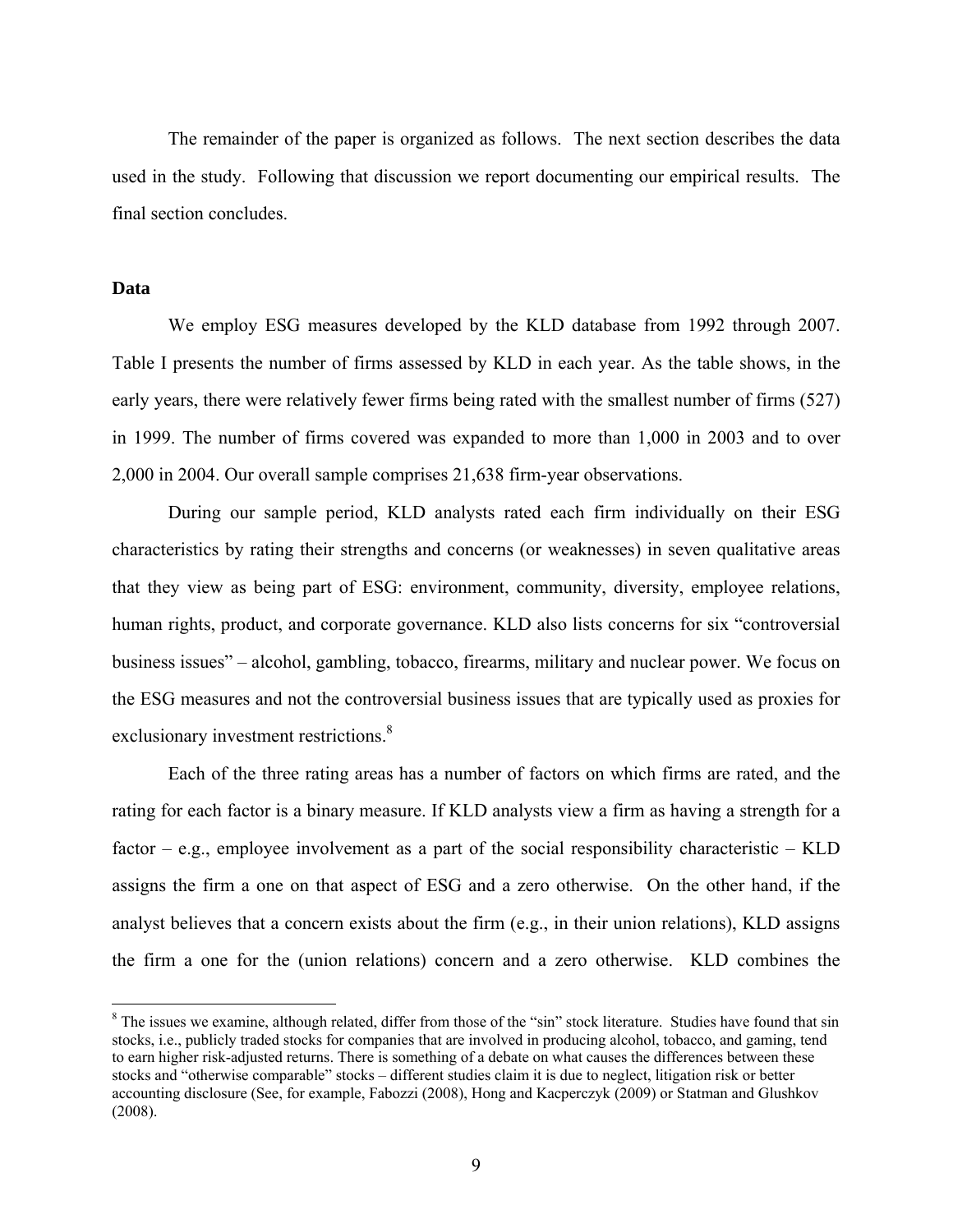The remainder of the paper is organized as follows. The next section describes the data used in the study. Following that discussion we report documenting our empirical results. The final section concludes.

## Data

We employ ESG measures developed by the KLD database from 1992 through 2007. Table I presents the number of firms assessed by KLD in each year. As the table shows, in the early years, there were relatively fewer firms being rated with the smallest number of firms (527) in 1999. The number of firms covered was expanded to more than 1,000 in 2003 and to over 2,000 in 2004. Our overall sample comprises 21,638 firm-year observations.

During our sample period, KLD analysts rated each firm individually on their ESG characteristics by rating their strengths and concerns (or weaknesses) in seven qualitative areas that they view as being part of ESG: environment, community, diversity, employee relations, human rights, product, and corporate governance. KLD also lists concerns for six "controversial business issues" – alcohol, gambling, tobacco, firearms, military and nuclear power. We focus on the ESG measures and not the controversial business issues that are typically used as proxies for exclusionary investment restrictions.[8]

Each of the three rating areas has a number of factors on which firms are rated, and the rating for each factor is a binary measure. If KLD analysts view a firm as having a strength for a factor – e.g., employee involvement as a part of the social responsibility characteristic – KLD assigns the firm a one on that aspect of ESG and a zero otherwise. On the other hand, if the analyst believes that a concern exists about the firm (e.g., in their union relations), KLD assigns the firm a one for the (union relations) concern and a zero otherwise. KLD combines the

[8] The issues we examine, although related, differ from those of the "sin" stock literature. Studies have found that sin stocks, i.e., publicly traded stocks for companies that are involved in producing alcohol, tobacco, and gaming, tend to earn higher risk-adjusted returns. There is something of a debate on what causes the differences between these stocks and "otherwise comparable" stocks – different studies claim it is due to neglect, litigation risk or better accounting disclosure (See, for example, Fabozzi (2008), Hong and Kacperczyk (2009) or Statman and Glushkov (2008).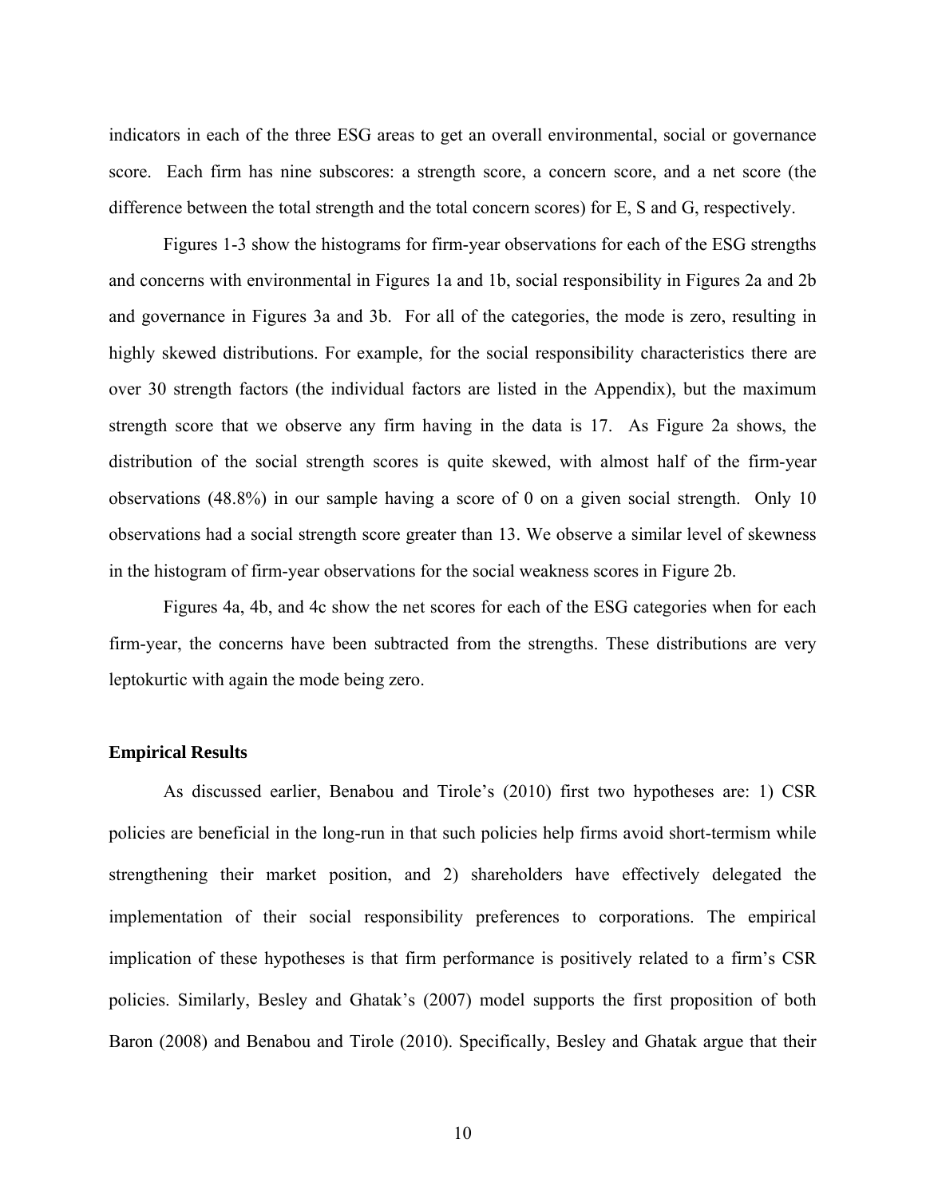indicators in each of the three ESG areas to get an overall environmental, social or governance score. Each firm has nine subscores: a strength score, a concern score, and a net score (the difference between the total strength and the total concern scores) for E, S and G, respectively.

Figures 1-3 show the histograms for firm-year observations for each of the ESG strengths and concerns with environmental in Figures 1a and 1b, social responsibility in Figures 2a and 2b and governance in Figures 3a and 3b. For all of the categories, the mode is zero, resulting in highly skewed distributions. For example, for the social responsibility characteristics there are over 30 strength factors (the individual factors are listed in the Appendix), but the maximum strength score that we observe any firm having in the data is 17. As Figure 2a shows, the distribution of the social strength scores is quite skewed, with almost half of the firm-year observations (48.8%) in our sample having a score of 0 on a given social strength. Only 10 observations had a social strength score greater than 13. We observe a similar level of skewness in the histogram of firm-year observations for the social weakness scores in Figure 2b.

Figures 4a, 4b, and 4c show the net scores for each of the ESG categories when for each firm-year, the concerns have been subtracted from the strengths. These distributions are very leptokurtic with again the mode being zero.

### Empirical Results

As discussed earlier, Benabou and Tirole's (2010) first two hypotheses are: 1) CSR policies are beneficial in the long-run in that such policies help firms avoid short-termism while strengthening their market position, and 2) shareholders have effectively delegated the implementation of their social responsibility preferences to corporations. The empirical implication of these hypotheses is that firm performance is positively related to a firm's CSR policies. Similarly, Besley and Ghatak's (2007) model supports the first proposition of both Baron (2008) and Benabou and Tirole (2010). Specifically, Besley and Ghatak argue that their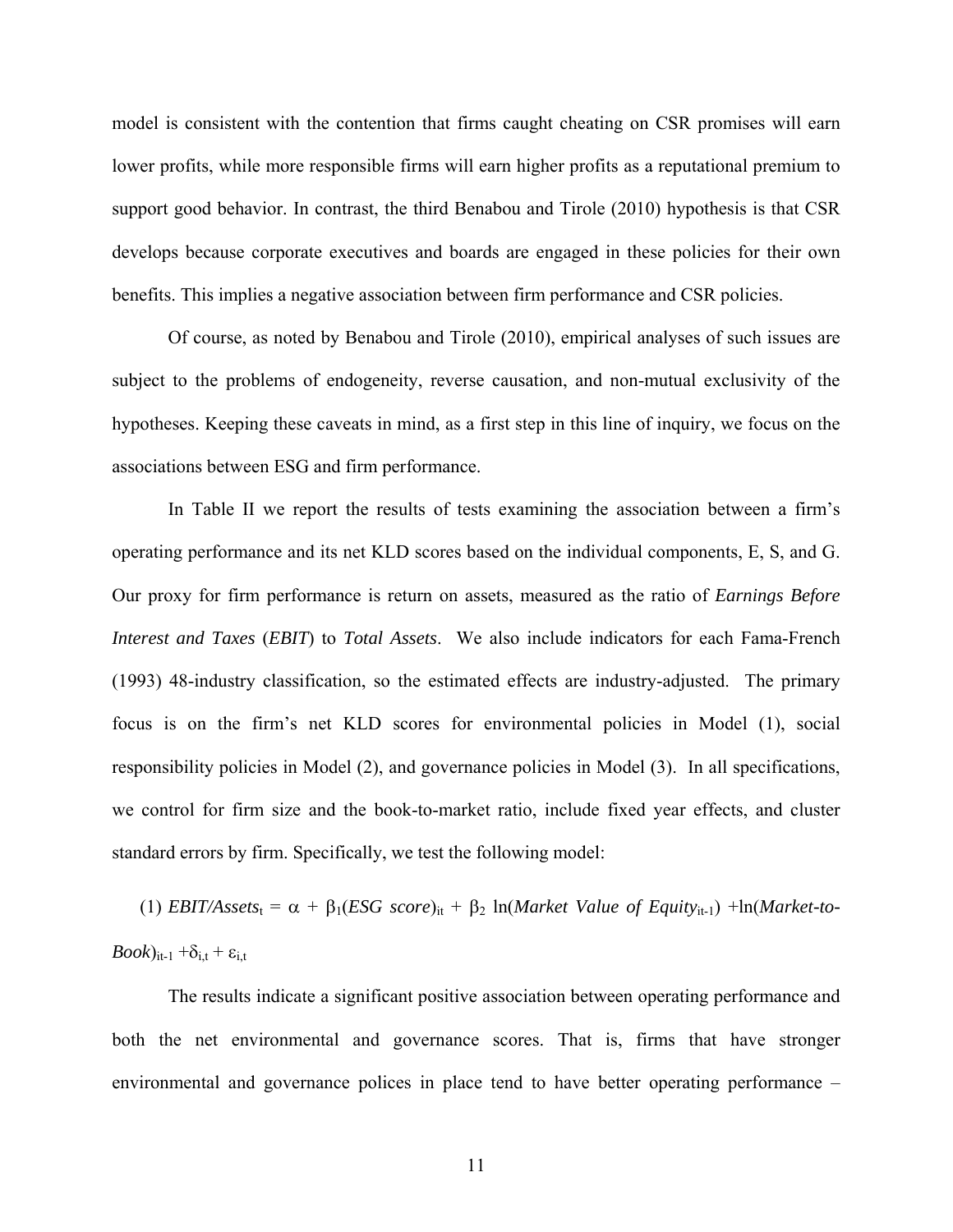model is consistent with the contention that firms caught cheating on CSR promises will earn lower profits, while more responsible firms will earn higher profits as a reputational premium to support good behavior. In contrast, the third Benabou and Tirole (2010) hypothesis is that CSR develops because corporate executives and boards are engaged in these policies for their own benefits. This implies a negative association between firm performance and CSR policies.

Of course, as noted by Benabou and Tirole (2010), empirical analyses of such issues are subject to the problems of endogeneity, reverse causation, and non-mutual exclusivity of the hypotheses. Keeping these caveats in mind, as a first step in this line of inquiry, we focus on the associations between ESG and firm performance.

In Table II we report the results of tests examining the association between a firm's operating performance and its net KLD scores based on the individual components, E, S, and G. Our proxy for firm performance is return on assets, measured as the ratio of *Earnings Before Interest and Taxes* (*EBIT*) to *Total Assets*. We also include indicators for each Fama-French (1993) 48-industry classification, so the estimated effects are industry-adjusted. The primary focus is on the firm's net KLD scores for environmental policies in Model (1), social responsibility policies in Model (2), and governance policies in Model (3). In all specifications, we control for firm size and the book-to-market ratio, include fixed year effects, and cluster standard errors by firm. Specifically, we test the following model:

(1) $EBIT/Assets_t = \alpha + \beta_1(ESG\ score)_{it} + \beta_2 \ln(Market\ Value\ of\ Equity_{it-1}) + \ln(Market\text{-}to\text{-}Book)_{it-1} + \delta_{i,t} + \varepsilon_{i,t}$

The results indicate a significant positive association between operating performance and both the net environmental and governance scores. That is, firms that have stronger environmental and governance polices in place tend to have better operating performance –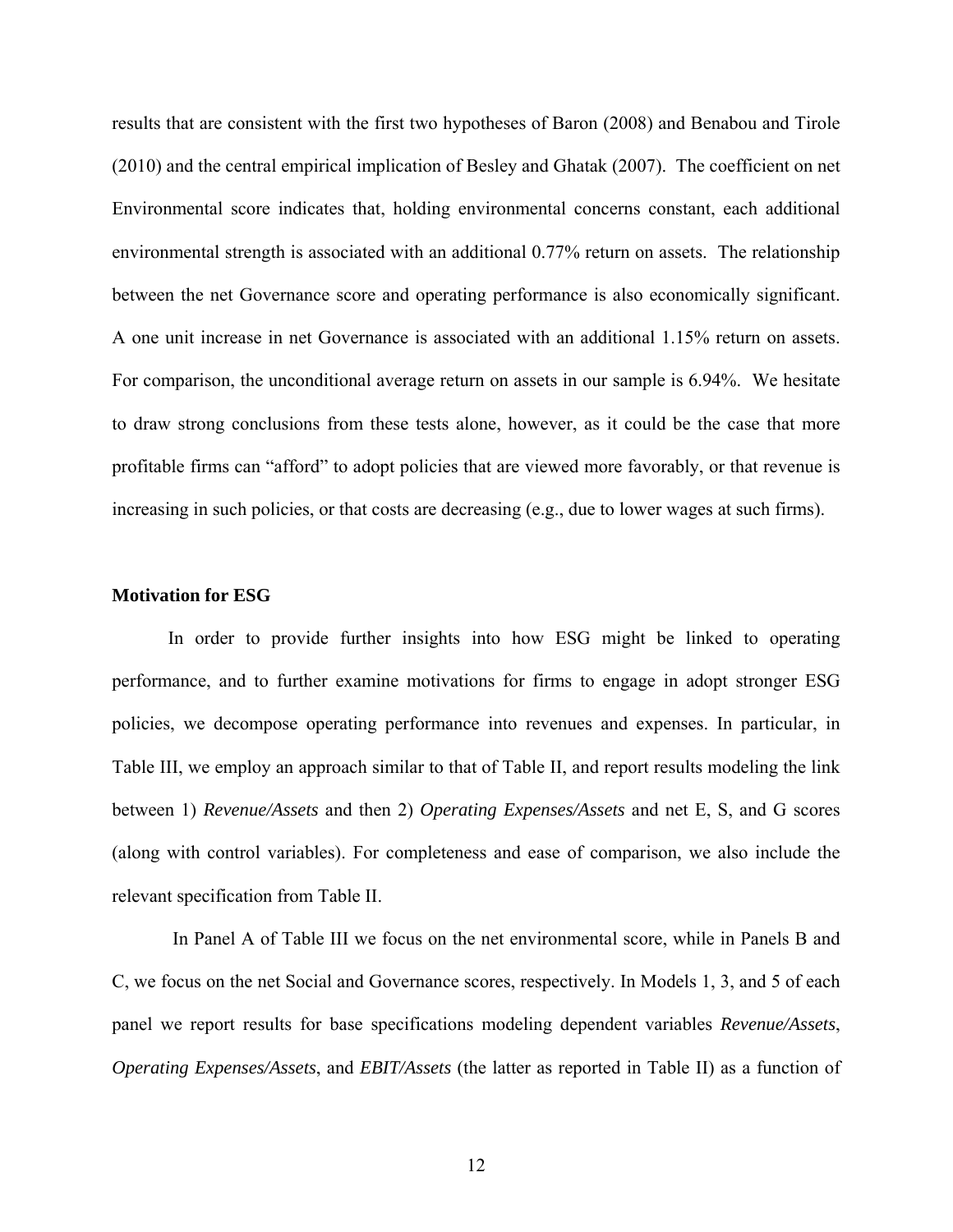results that are consistent with the first two hypotheses of Baron (2008) and Benabou and Tirole (2010) and the central empirical implication of Besley and Ghatak (2007). The coefficient on net Environmental score indicates that, holding environmental concerns constant, each additional environmental strength is associated with an additional 0.77% return on assets. The relationship between the net Governance score and operating performance is also economically significant. A one unit increase in net Governance is associated with an additional 1.15% return on assets. For comparison, the unconditional average return on assets in our sample is 6.94%. We hesitate to draw strong conclusions from these tests alone, however, as it could be the case that more profitable firms can "afford" to adopt policies that are viewed more favorably, or that revenue is increasing in such policies, or that costs are decreasing (e.g., due to lower wages at such firms).

**Motivation for ESG**

In order to provide further insights into how ESG might be linked to operating performance, and to further examine motivations for firms to engage in adopt stronger ESG policies, we decompose operating performance into revenues and expenses. In particular, in Table III, we employ an approach similar to that of Table II, and report results modeling the link between 1) *Revenue/Assets* and then 2) *Operating Expenses/Assets* and net E, S, and G scores (along with control variables). For completeness and ease of comparison, we also include the relevant specification from Table II.

In Panel A of Table III we focus on the net environmental score, while in Panels B and C, we focus on the net Social and Governance scores, respectively. In Models 1, 3, and 5 of each panel we report results for base specifications modeling dependent variables *Revenue/Assets*, *Operating Expenses/Assets*, and *EBIT/Assets* (the latter as reported in Table II) as a function of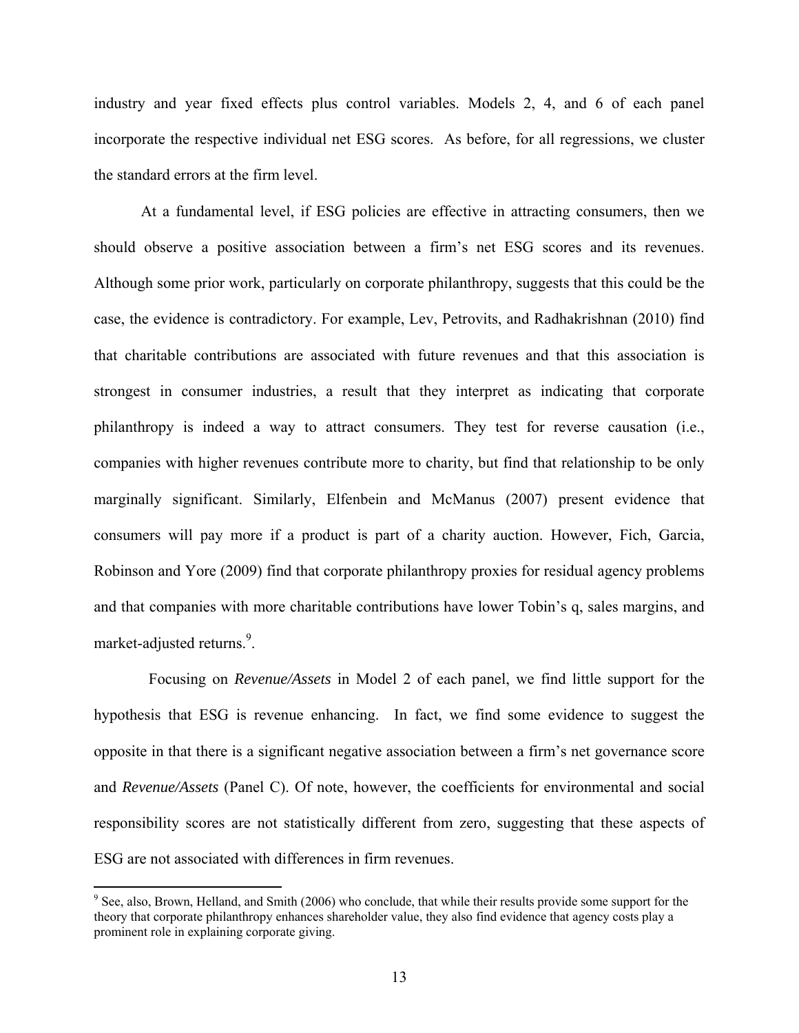industry and year fixed effects plus control variables. Models 2, 4, and 6 of each panel incorporate the respective individual net ESG scores. As before, for all regressions, we cluster the standard errors at the firm level.

At a fundamental level, if ESG policies are effective in attracting consumers, then we should observe a positive association between a firm's net ESG scores and its revenues. Although some prior work, particularly on corporate philanthropy, suggests that this could be the case, the evidence is contradictory. For example, Lev, Petrovits, and Radhakrishnan (2010) find that charitable contributions are associated with future revenues and that this association is strongest in consumer industries, a result that they interpret as indicating that corporate philanthropy is indeed a way to attract consumers. They test for reverse causation (i.e., companies with higher revenues contribute more to charity, but find that relationship to be only marginally significant. Similarly, Elfenbein and McManus (2007) present evidence that consumers will pay more if a product is part of a charity auction. However, Fich, Garcia, Robinson and Yore (2009) find that corporate philanthropy proxies for residual agency problems and that companies with more charitable contributions have lower Tobin's q, sales margins, and market-adjusted returns.[9].

Focusing on *Revenue/Assets* in Model 2 of each panel, we find little support for the hypothesis that ESG is revenue enhancing. In fact, we find some evidence to suggest the opposite in that there is a significant negative association between a firm's net governance score and *Revenue/Assets* (Panel C). Of note, however, the coefficients for environmental and social responsibility scores are not statistically different from zero, suggesting that these aspects of ESG are not associated with differences in firm revenues.

---

[9] See, also, Brown, Helland, and Smith (2006) who conclude, that while their results provide some support for the theory that corporate philanthropy enhances shareholder value, they also find evidence that agency costs play a prominent role in explaining corporate giving.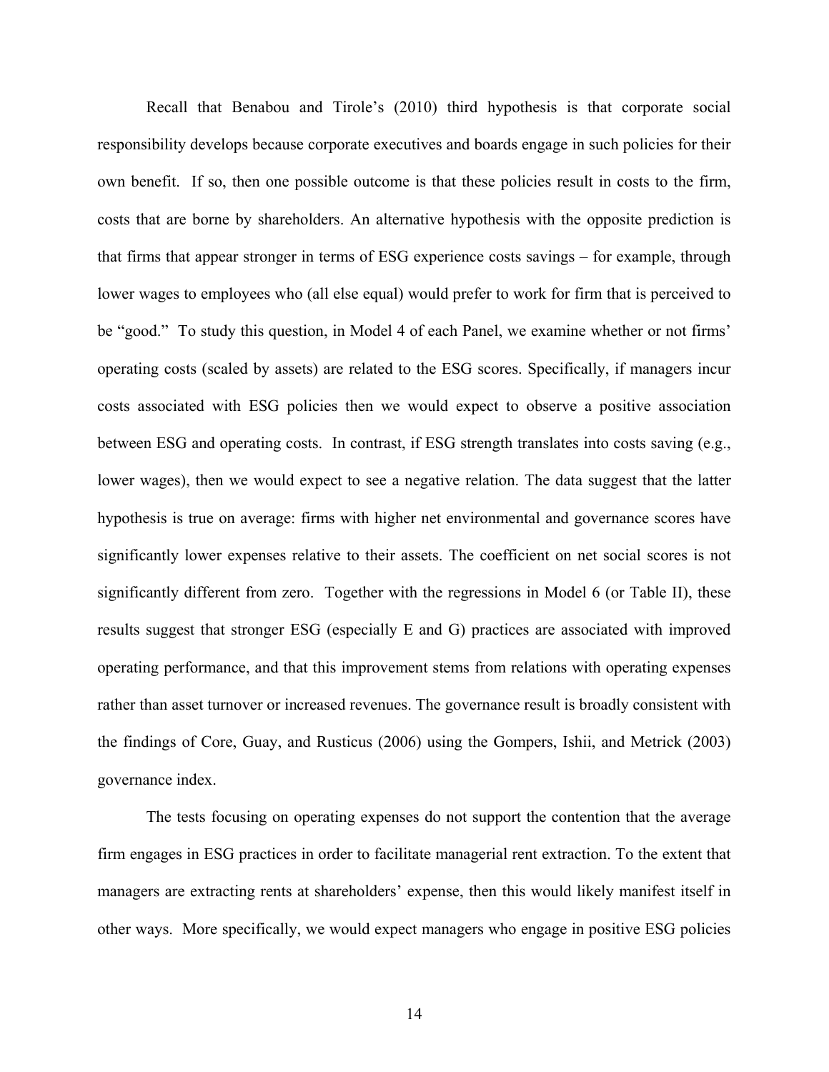Recall that Benabou and Tirole's (2010) third hypothesis is that corporate social responsibility develops because corporate executives and boards engage in such policies for their own benefit. If so, then one possible outcome is that these policies result in costs to the firm, costs that are borne by shareholders. An alternative hypothesis with the opposite prediction is that firms that appear stronger in terms of ESG experience costs savings – for example, through lower wages to employees who (all else equal) would prefer to work for firm that is perceived to be "good." To study this question, in Model 4 of each Panel, we examine whether or not firms' operating costs (scaled by assets) are related to the ESG scores. Specifically, if managers incur costs associated with ESG policies then we would expect to observe a positive association between ESG and operating costs. In contrast, if ESG strength translates into costs saving (e.g., lower wages), then we would expect to see a negative relation. The data suggest that the latter hypothesis is true on average: firms with higher net environmental and governance scores have significantly lower expenses relative to their assets. The coefficient on net social scores is not significantly different from zero. Together with the regressions in Model 6 (or Table II), these results suggest that stronger ESG (especially E and G) practices are associated with improved operating performance, and that this improvement stems from relations with operating expenses rather than asset turnover or increased revenues. The governance result is broadly consistent with the findings of Core, Guay, and Rusticus (2006) using the Gompers, Ishii, and Metrick (2003) governance index.

The tests focusing on operating expenses do not support the contention that the average firm engages in ESG practices in order to facilitate managerial rent extraction. To the extent that managers are extracting rents at shareholders' expense, then this would likely manifest itself in other ways. More specifically, we would expect managers who engage in positive ESG policies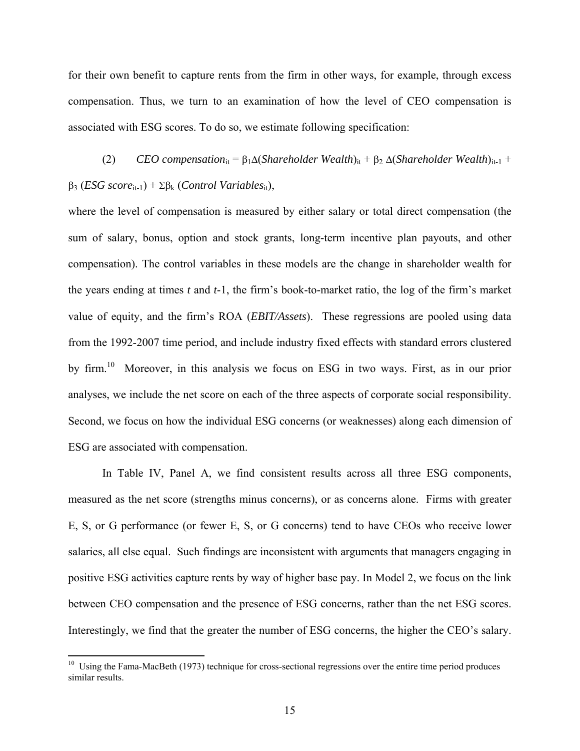for their own benefit to capture rents from the firm in other ways, for example, through excess compensation. Thus, we turn to an examination of how the level of CEO compensation is associated with ESG scores. To do so, we estimate following specification:

$$\text{(2)} \qquad \textit{CEO compensation}_{it} = \beta_1 \Delta(\textit{Shareholder Wealth})_{it} + \beta_2\, \Delta(\textit{Shareholder Wealth})_{it-1} + \beta_3\, (\textit{ESG score}_{it-1}) + \Sigma\beta_k\, (\textit{Control Variables}_{it}),$$

where the level of compensation is measured by either salary or total direct compensation (the sum of salary, bonus, option and stock grants, long-term incentive plan payouts, and other compensation). The control variables in these models are the change in shareholder wealth for the years ending at times *t* and *t*-1, the firm's book-to-market ratio, the log of the firm's market value of equity, and the firm's ROA (*EBIT/Assets*). These regressions are pooled using data from the 1992-2007 time period, and include industry fixed effects with standard errors clustered by firm.[10] Moreover, in this analysis we focus on ESG in two ways. First, as in our prior analyses, we include the net score on each of the three aspects of corporate social responsibility. Second, we focus on how the individual ESG concerns (or weaknesses) along each dimension of ESG are associated with compensation.

In Table IV, Panel A, we find consistent results across all three ESG components, measured as the net score (strengths minus concerns), or as concerns alone. Firms with greater E, S, or G performance (or fewer E, S, or G concerns) tend to have CEOs who receive lower salaries, all else equal. Such findings are inconsistent with arguments that managers engaging in positive ESG activities capture rents by way of higher base pay. In Model 2, we focus on the link between CEO compensation and the presence of ESG concerns, rather than the net ESG scores. Interestingly, we find that the greater the number of ESG concerns, the higher the CEO's salary.

[10] Using the Fama-MacBeth (1973) technique for cross-sectional regressions over the entire time period produces similar results.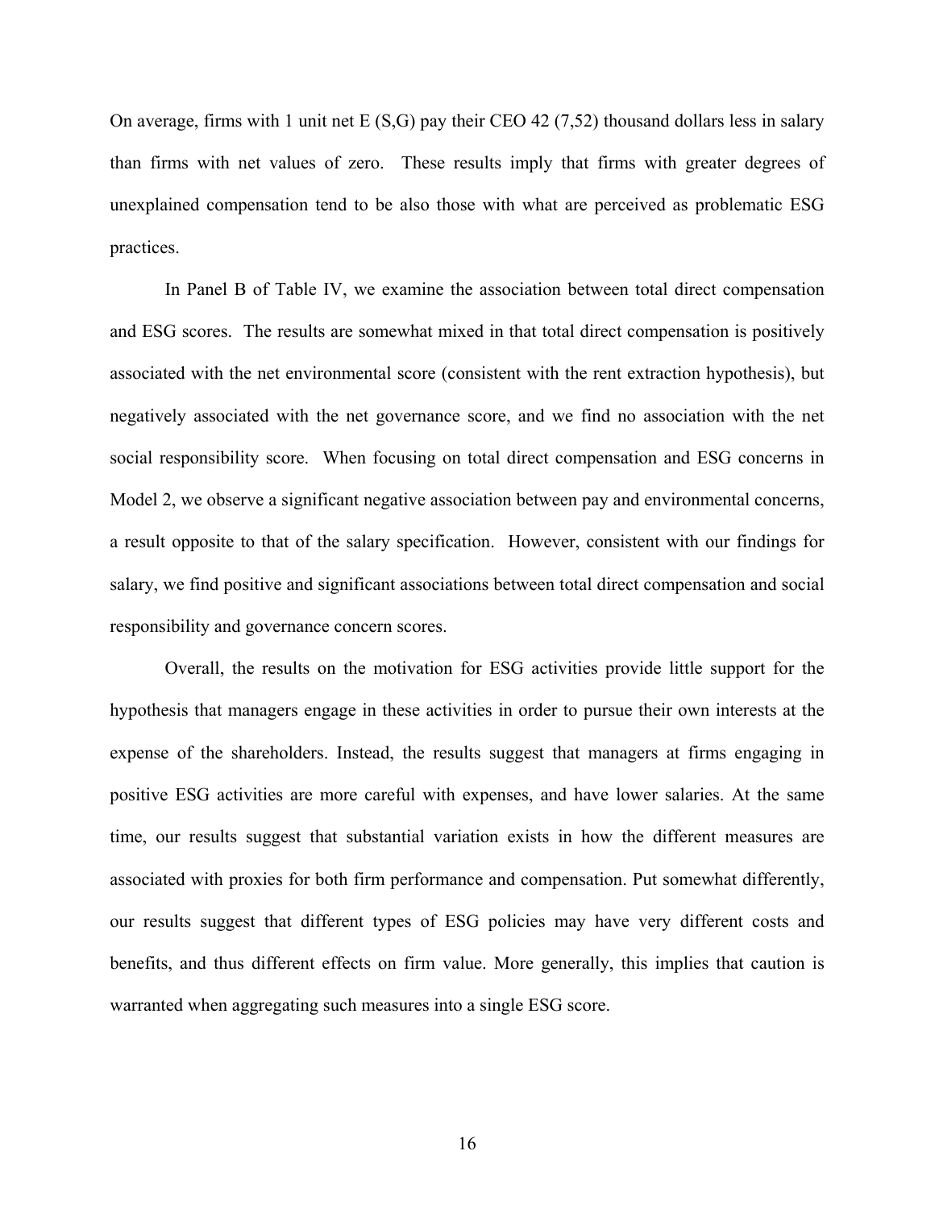On average, firms with 1 unit net E (S,G) pay their CEO 42 (7,52) thousand dollars less in salary than firms with net values of zero. These results imply that firms with greater degrees of unexplained compensation tend to be also those with what are perceived as problematic ESG practices.

In Panel B of Table IV, we examine the association between total direct compensation and ESG scores. The results are somewhat mixed in that total direct compensation is positively associated with the net environmental score (consistent with the rent extraction hypothesis), but negatively associated with the net governance score, and we find no association with the net social responsibility score. When focusing on total direct compensation and ESG concerns in Model 2, we observe a significant negative association between pay and environmental concerns, a result opposite to that of the salary specification. However, consistent with our findings for salary, we find positive and significant associations between total direct compensation and social responsibility and governance concern scores.

Overall, the results on the motivation for ESG activities provide little support for the hypothesis that managers engage in these activities in order to pursue their own interests at the expense of the shareholders. Instead, the results suggest that managers at firms engaging in positive ESG activities are more careful with expenses, and have lower salaries. At the same time, our results suggest that substantial variation exists in how the different measures are associated with proxies for both firm performance and compensation. Put somewhat differently, our results suggest that different types of ESG policies may have very different costs and benefits, and thus different effects on firm value. More generally, this implies that caution is warranted when aggregating such measures into a single ESG score.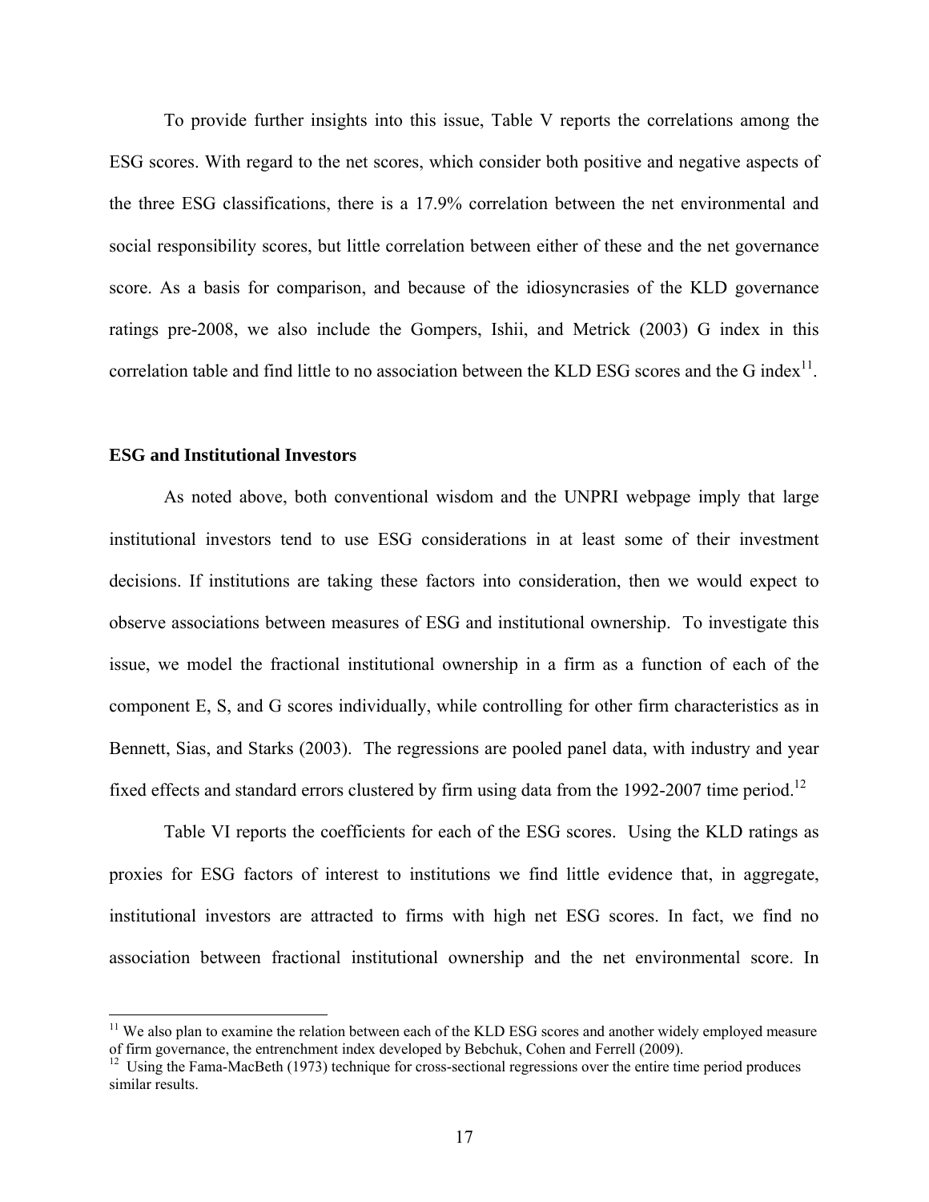To provide further insights into this issue, Table V reports the correlations among the ESG scores. With regard to the net scores, which consider both positive and negative aspects of the three ESG classifications, there is a 17.9% correlation between the net environmental and social responsibility scores, but little correlation between either of these and the net governance score. As a basis for comparison, and because of the idiosyncrasies of the KLD governance ratings pre-2008, we also include the Gompers, Ishii, and Metrick (2003) G index in this correlation table and find little to no association between the KLD ESG scores and the G index[11].

### ESG and Institutional Investors

As noted above, both conventional wisdom and the UNPRI webpage imply that large institutional investors tend to use ESG considerations in at least some of their investment decisions. If institutions are taking these factors into consideration, then we would expect to observe associations between measures of ESG and institutional ownership. To investigate this issue, we model the fractional institutional ownership in a firm as a function of each of the component E, S, and G scores individually, while controlling for other firm characteristics as in Bennett, Sias, and Starks (2003). The regressions are pooled panel data, with industry and year fixed effects and standard errors clustered by firm using data from the 1992-2007 time period.[12]

Table VI reports the coefficients for each of the ESG scores. Using the KLD ratings as proxies for ESG factors of interest to institutions we find little evidence that, in aggregate, institutional investors are attracted to firms with high net ESG scores. In fact, we find no association between fractional institutional ownership and the net environmental score. In

[11] We also plan to examine the relation between each of the KLD ESG scores and another widely employed measure of firm governance, the entrenchment index developed by Bebchuk, Cohen and Ferrell (2009).

[12] Using the Fama-MacBeth (1973) technique for cross-sectional regressions over the entire time period produces similar results.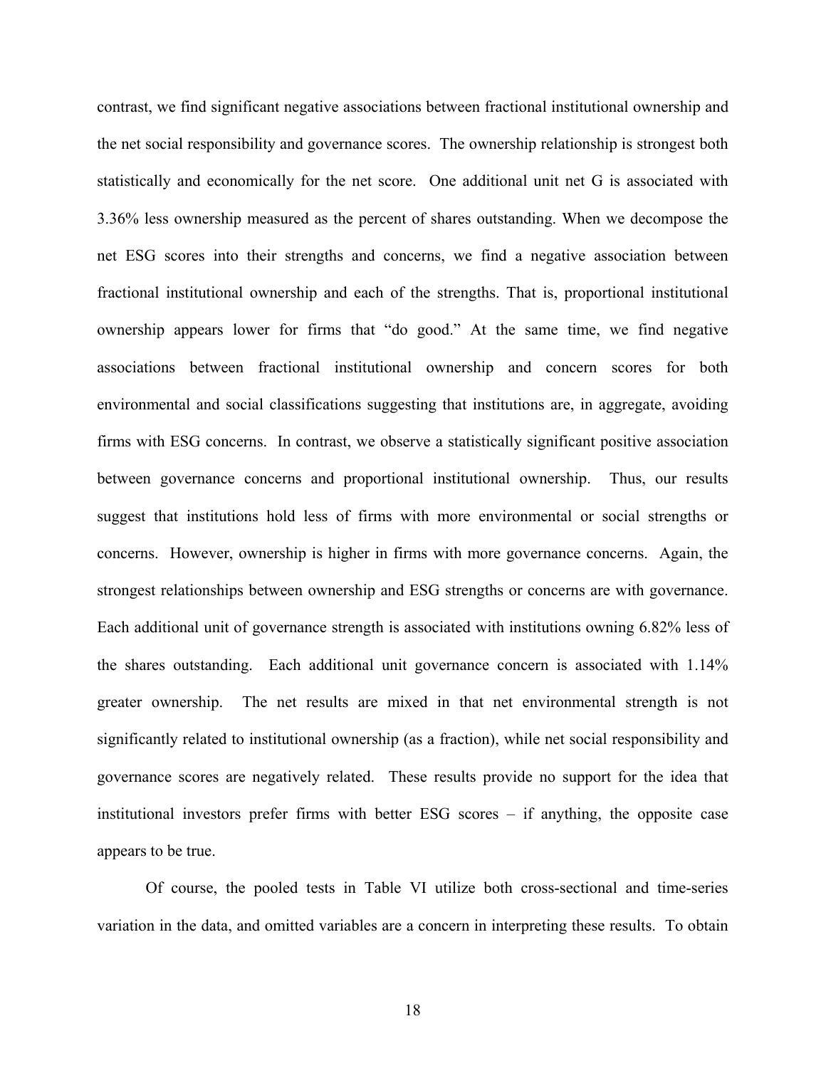contrast, we find significant negative associations between fractional institutional ownership and the net social responsibility and governance scores. The ownership relationship is strongest both statistically and economically for the net score. One additional unit net G is associated with 3.36% less ownership measured as the percent of shares outstanding. When we decompose the net ESG scores into their strengths and concerns, we find a negative association between fractional institutional ownership and each of the strengths. That is, proportional institutional ownership appears lower for firms that "do good." At the same time, we find negative associations between fractional institutional ownership and concern scores for both environmental and social classifications suggesting that institutions are, in aggregate, avoiding firms with ESG concerns. In contrast, we observe a statistically significant positive association between governance concerns and proportional institutional ownership. Thus, our results suggest that institutions hold less of firms with more environmental or social strengths or concerns. However, ownership is higher in firms with more governance concerns. Again, the strongest relationships between ownership and ESG strengths or concerns are with governance. Each additional unit of governance strength is associated with institutions owning 6.82% less of the shares outstanding. Each additional unit governance concern is associated with 1.14% greater ownership. The net results are mixed in that net environmental strength is not significantly related to institutional ownership (as a fraction), while net social responsibility and governance scores are negatively related. These results provide no support for the idea that institutional investors prefer firms with better ESG scores – if anything, the opposite case appears to be true.

Of course, the pooled tests in Table VI utilize both cross-sectional and time-series variation in the data, and omitted variables are a concern in interpreting these results. To obtain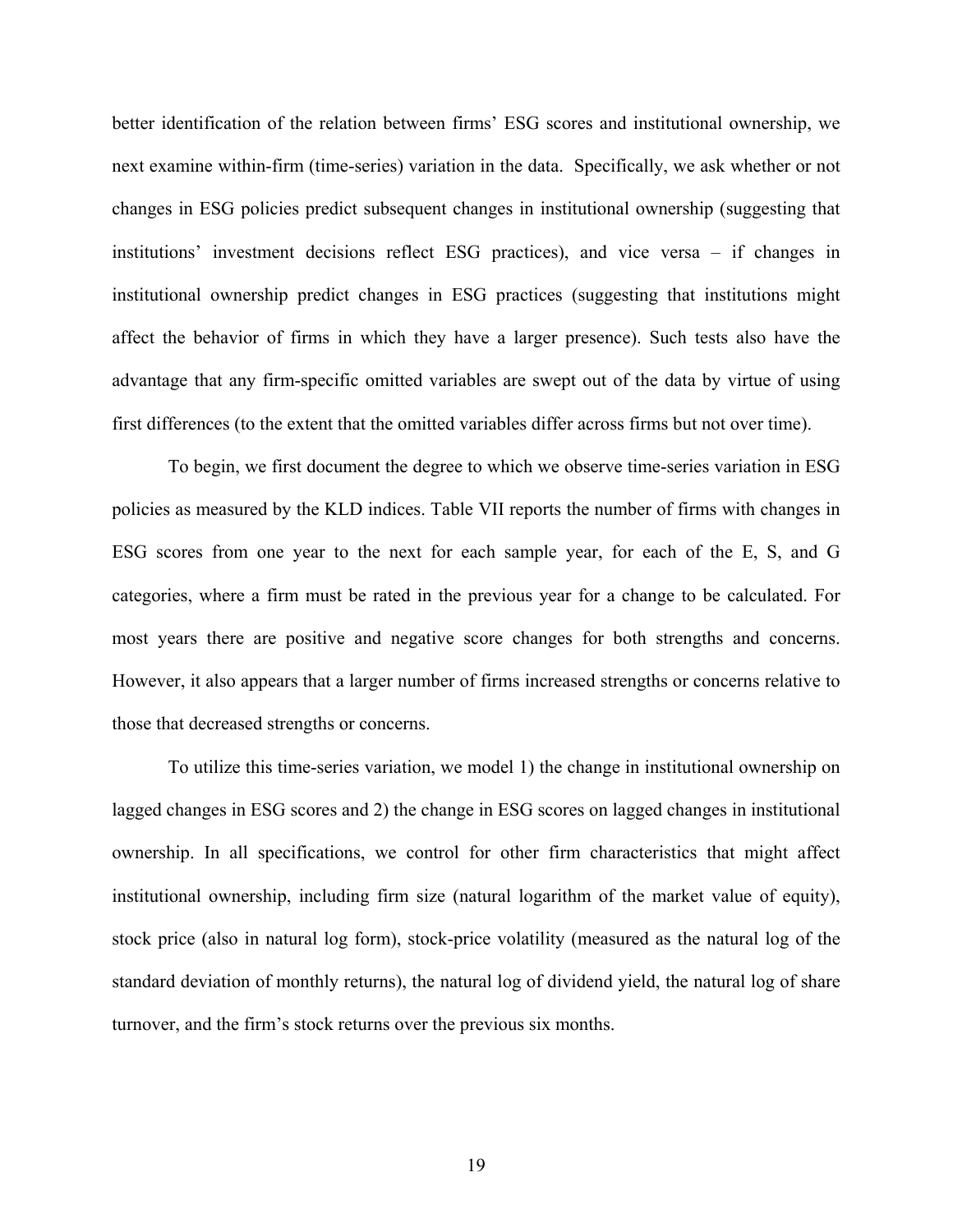better identification of the relation between firms' ESG scores and institutional ownership, we next examine within-firm (time-series) variation in the data. Specifically, we ask whether or not changes in ESG policies predict subsequent changes in institutional ownership (suggesting that institutions' investment decisions reflect ESG practices), and vice versa – if changes in institutional ownership predict changes in ESG practices (suggesting that institutions might affect the behavior of firms in which they have a larger presence). Such tests also have the advantage that any firm-specific omitted variables are swept out of the data by virtue of using first differences (to the extent that the omitted variables differ across firms but not over time).

To begin, we first document the degree to which we observe time-series variation in ESG policies as measured by the KLD indices. Table VII reports the number of firms with changes in ESG scores from one year to the next for each sample year, for each of the E, S, and G categories, where a firm must be rated in the previous year for a change to be calculated. For most years there are positive and negative score changes for both strengths and concerns. However, it also appears that a larger number of firms increased strengths or concerns relative to those that decreased strengths or concerns.

To utilize this time-series variation, we model 1) the change in institutional ownership on lagged changes in ESG scores and 2) the change in ESG scores on lagged changes in institutional ownership. In all specifications, we control for other firm characteristics that might affect institutional ownership, including firm size (natural logarithm of the market value of equity), stock price (also in natural log form), stock-price volatility (measured as the natural log of the standard deviation of monthly returns), the natural log of dividend yield, the natural log of share turnover, and the firm's stock returns over the previous six months.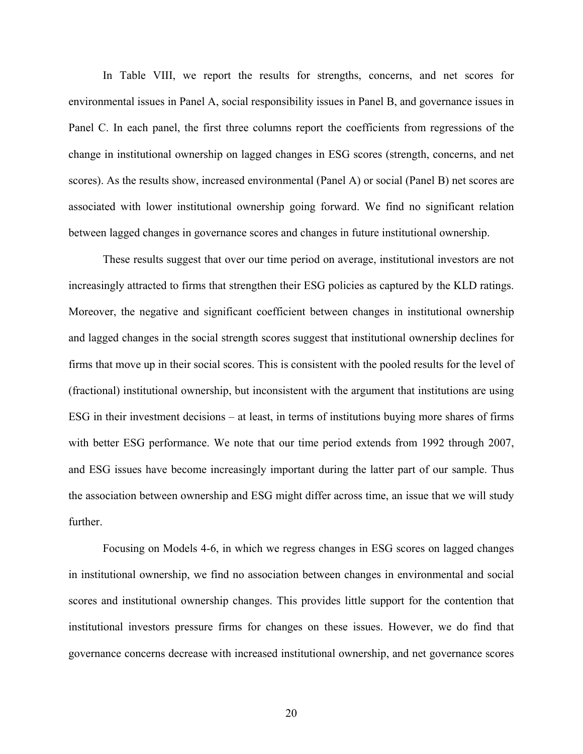In Table VIII, we report the results for strengths, concerns, and net scores for environmental issues in Panel A, social responsibility issues in Panel B, and governance issues in Panel C. In each panel, the first three columns report the coefficients from regressions of the change in institutional ownership on lagged changes in ESG scores (strength, concerns, and net scores). As the results show, increased environmental (Panel A) or social (Panel B) net scores are associated with lower institutional ownership going forward. We find no significant relation between lagged changes in governance scores and changes in future institutional ownership.

These results suggest that over our time period on average, institutional investors are not increasingly attracted to firms that strengthen their ESG policies as captured by the KLD ratings. Moreover, the negative and significant coefficient between changes in institutional ownership and lagged changes in the social strength scores suggest that institutional ownership declines for firms that move up in their social scores. This is consistent with the pooled results for the level of (fractional) institutional ownership, but inconsistent with the argument that institutions are using ESG in their investment decisions – at least, in terms of institutions buying more shares of firms with better ESG performance. We note that our time period extends from 1992 through 2007, and ESG issues have become increasingly important during the latter part of our sample. Thus the association between ownership and ESG might differ across time, an issue that we will study further.

Focusing on Models 4-6, in which we regress changes in ESG scores on lagged changes in institutional ownership, we find no association between changes in environmental and social scores and institutional ownership changes. This provides little support for the contention that institutional investors pressure firms for changes on these issues. However, we do find that governance concerns decrease with increased institutional ownership, and net governance scores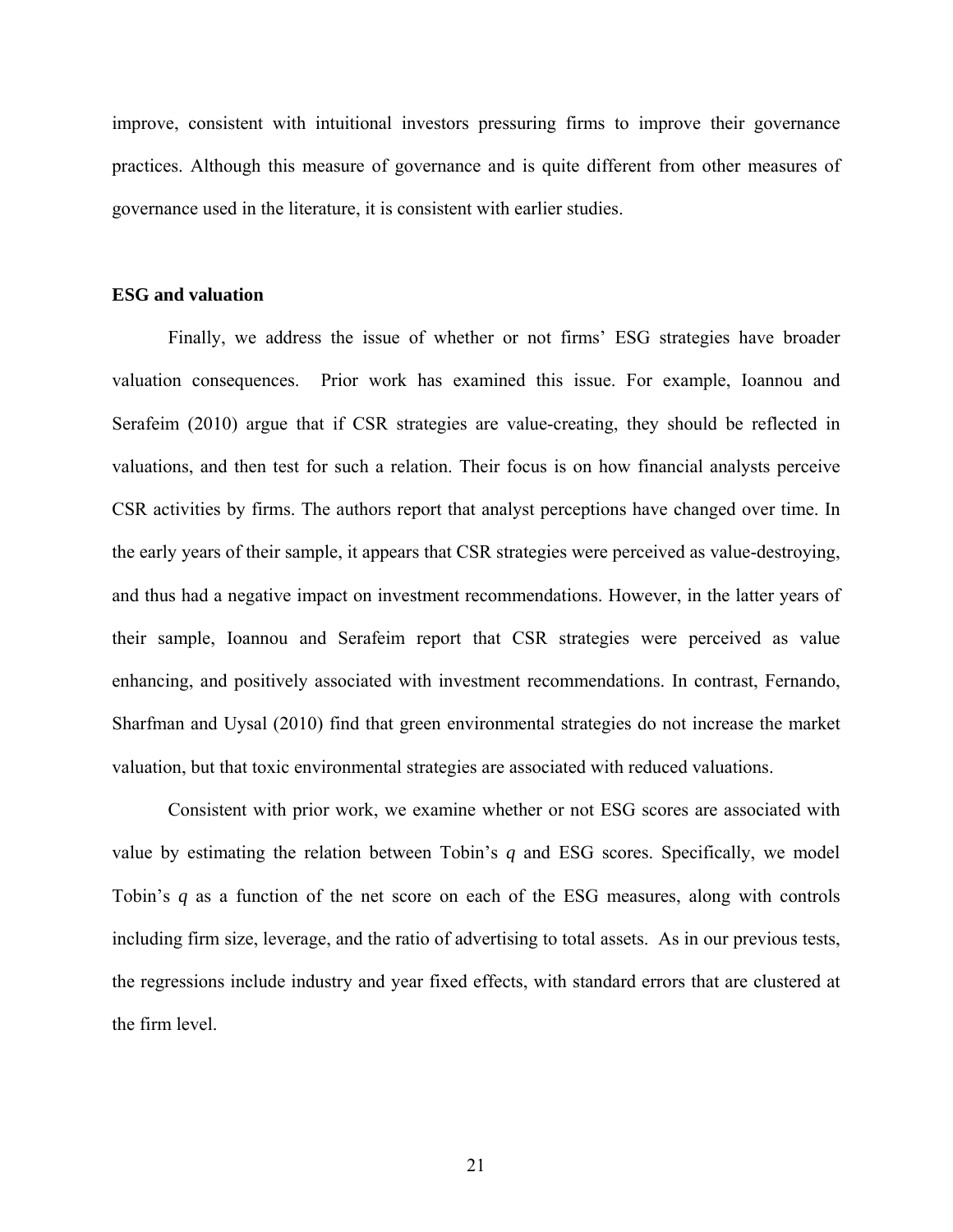improve, consistent with intuitional investors pressuring firms to improve their governance practices. Although this measure of governance and is quite different from other measures of governance used in the literature, it is consistent with earlier studies.

**ESG and valuation**

Finally, we address the issue of whether or not firms' ESG strategies have broader valuation consequences. Prior work has examined this issue. For example, Ioannou and Serafeim (2010) argue that if CSR strategies are value-creating, they should be reflected in valuations, and then test for such a relation. Their focus is on how financial analysts perceive CSR activities by firms. The authors report that analyst perceptions have changed over time. In the early years of their sample, it appears that CSR strategies were perceived as value-destroying, and thus had a negative impact on investment recommendations. However, in the latter years of their sample, Ioannou and Serafeim report that CSR strategies were perceived as value enhancing, and positively associated with investment recommendations. In contrast, Fernando, Sharfman and Uysal (2010) find that green environmental strategies do not increase the market valuation, but that toxic environmental strategies are associated with reduced valuations.

Consistent with prior work, we examine whether or not ESG scores are associated with value by estimating the relation between Tobin's *q* and ESG scores. Specifically, we model Tobin's *q* as a function of the net score on each of the ESG measures, along with controls including firm size, leverage, and the ratio of advertising to total assets. As in our previous tests, the regressions include industry and year fixed effects, with standard errors that are clustered at the firm level.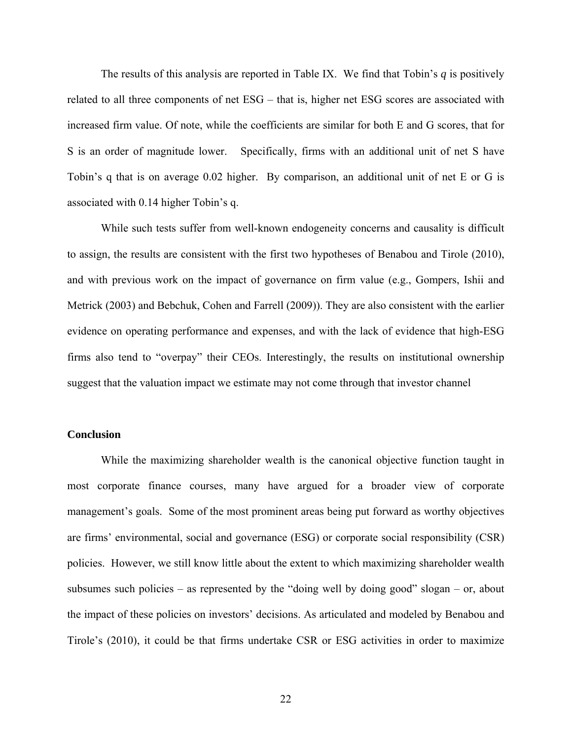The results of this analysis are reported in Table IX. We find that Tobin's *q* is positively related to all three components of net ESG – that is, higher net ESG scores are associated with increased firm value. Of note, while the coefficients are similar for both E and G scores, that for S is an order of magnitude lower. Specifically, firms with an additional unit of net S have Tobin's q that is on average 0.02 higher. By comparison, an additional unit of net E or G is associated with 0.14 higher Tobin's q.

While such tests suffer from well-known endogeneity concerns and causality is difficult to assign, the results are consistent with the first two hypotheses of Benabou and Tirole (2010), and with previous work on the impact of governance on firm value (e.g., Gompers, Ishii and Metrick (2003) and Bebchuk, Cohen and Farrell (2009)). They are also consistent with the earlier evidence on operating performance and expenses, and with the lack of evidence that high-ESG firms also tend to "overpay" their CEOs. Interestingly, the results on institutional ownership suggest that the valuation impact we estimate may not come through that investor channel

## Conclusion

While the maximizing shareholder wealth is the canonical objective function taught in most corporate finance courses, many have argued for a broader view of corporate management's goals. Some of the most prominent areas being put forward as worthy objectives are firms' environmental, social and governance (ESG) or corporate social responsibility (CSR) policies. However, we still know little about the extent to which maximizing shareholder wealth subsumes such policies – as represented by the "doing well by doing good" slogan – or, about the impact of these policies on investors' decisions. As articulated and modeled by Benabou and Tirole's (2010), it could be that firms undertake CSR or ESG activities in order to maximize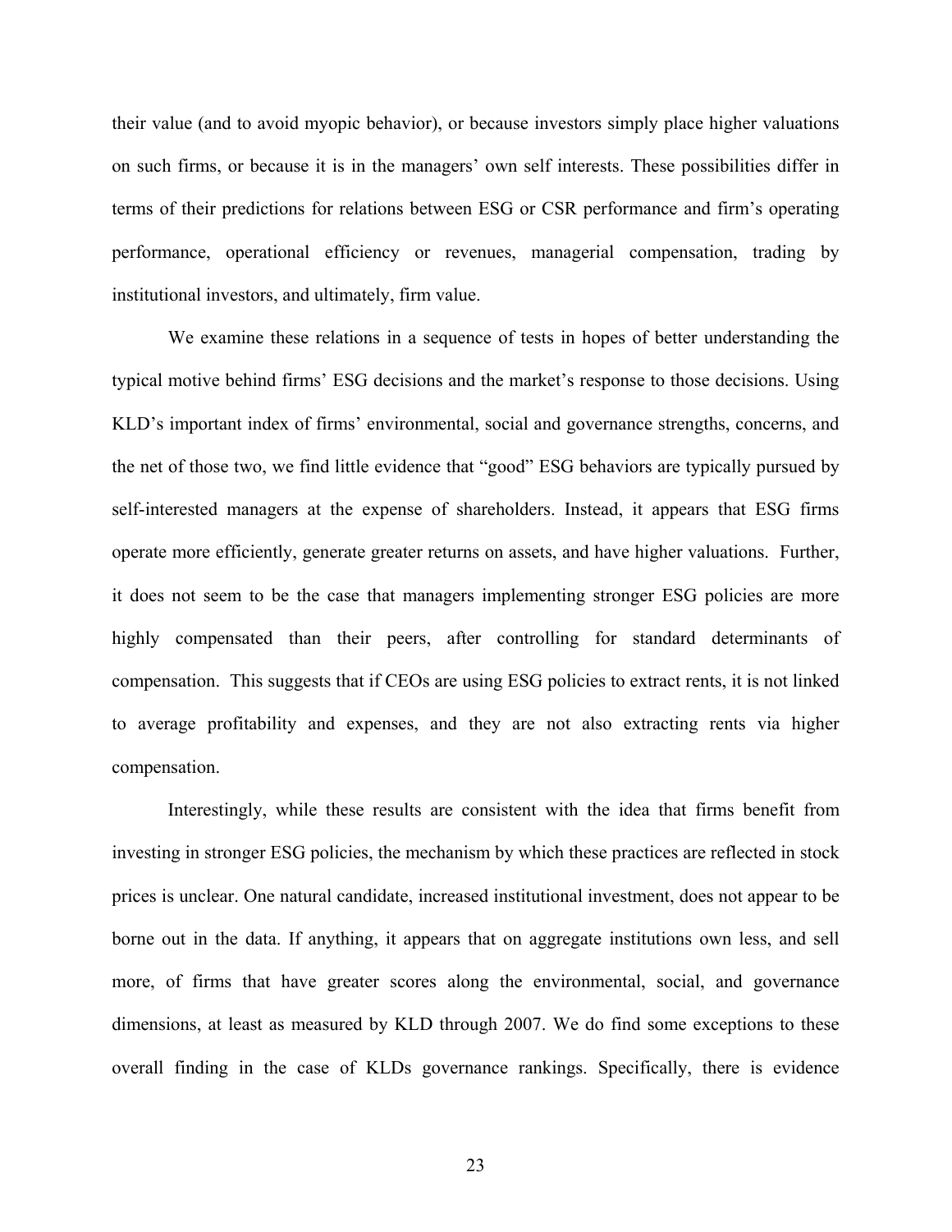their value (and to avoid myopic behavior), or because investors simply place higher valuations on such firms, or because it is in the managers' own self interests. These possibilities differ in terms of their predictions for relations between ESG or CSR performance and firm's operating performance, operational efficiency or revenues, managerial compensation, trading by institutional investors, and ultimately, firm value.

We examine these relations in a sequence of tests in hopes of better understanding the typical motive behind firms' ESG decisions and the market's response to those decisions. Using KLD's important index of firms' environmental, social and governance strengths, concerns, and the net of those two, we find little evidence that "good" ESG behaviors are typically pursued by self-interested managers at the expense of shareholders. Instead, it appears that ESG firms operate more efficiently, generate greater returns on assets, and have higher valuations. Further, it does not seem to be the case that managers implementing stronger ESG policies are more highly compensated than their peers, after controlling for standard determinants of compensation. This suggests that if CEOs are using ESG policies to extract rents, it is not linked to average profitability and expenses, and they are not also extracting rents via higher compensation.

Interestingly, while these results are consistent with the idea that firms benefit from investing in stronger ESG policies, the mechanism by which these practices are reflected in stock prices is unclear. One natural candidate, increased institutional investment, does not appear to be borne out in the data. If anything, it appears that on aggregate institutions own less, and sell more, of firms that have greater scores along the environmental, social, and governance dimensions, at least as measured by KLD through 2007. We do find some exceptions to these overall finding in the case of KLDs governance rankings. Specifically, there is evidence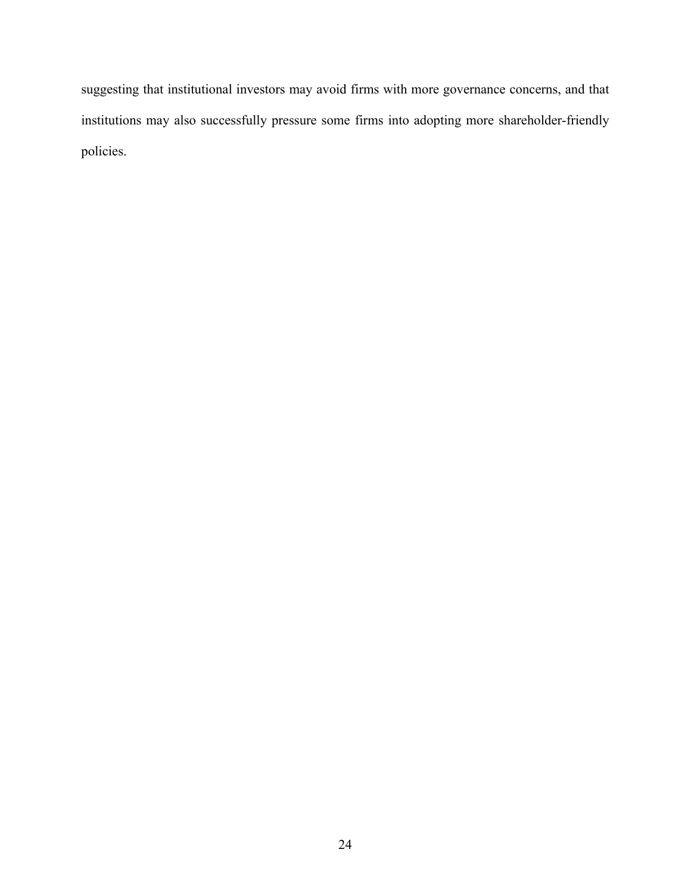suggesting that institutional investors may avoid firms with more governance concerns, and that institutions may also successfully pressure some firms into adopting more shareholder-friendly policies.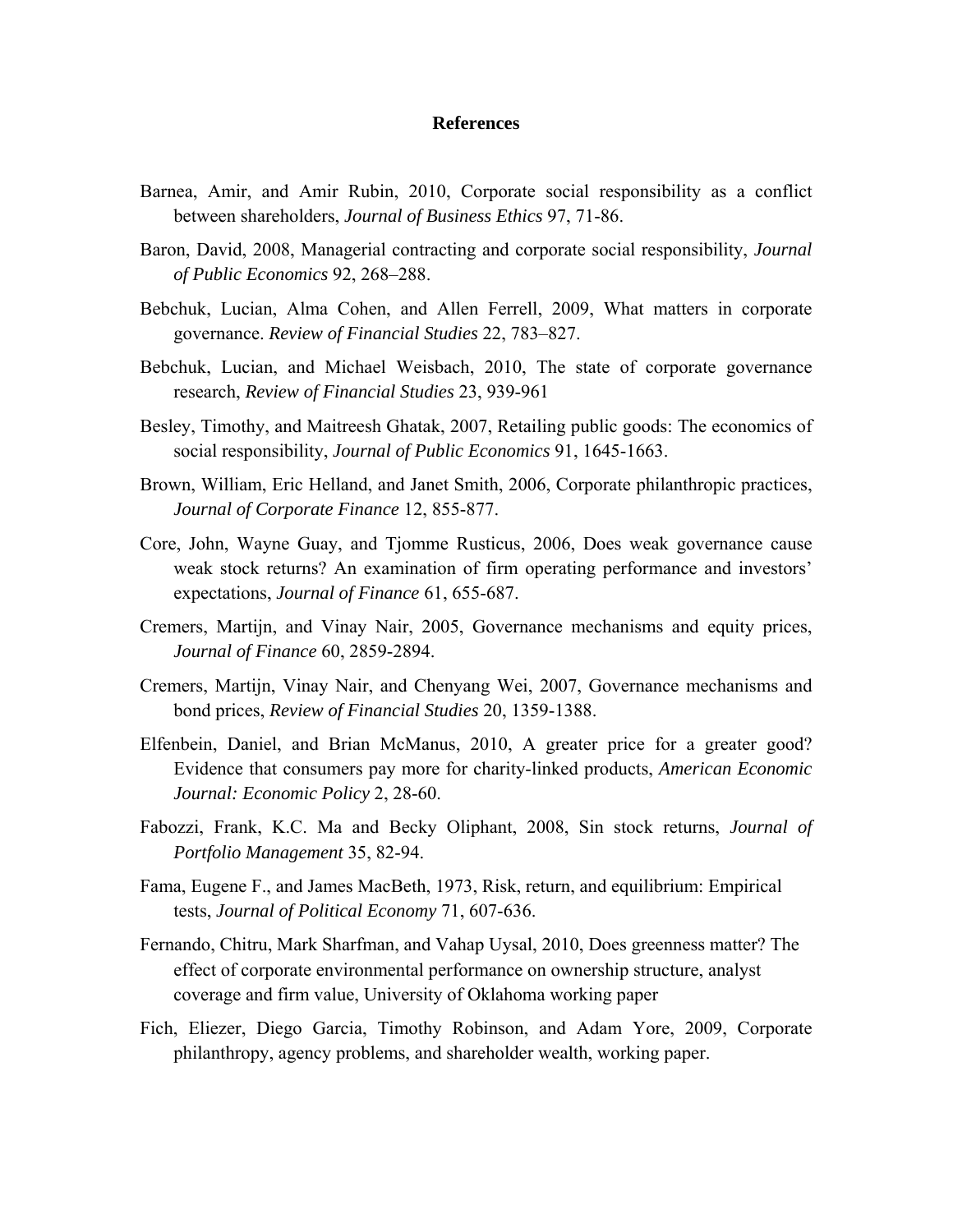## References

Barnea, Amir, and Amir Rubin, 2010, Corporate social responsibility as a conflict between shareholders, *Journal of Business Ethics* 97, 71-86.

Baron, David, 2008, Managerial contracting and corporate social responsibility, *Journal of Public Economics* 92, 268–288.

Bebchuk, Lucian, Alma Cohen, and Allen Ferrell, 2009, What matters in corporate governance. *Review of Financial Studies* 22, 783–827.

Bebchuk, Lucian, and Michael Weisbach, 2010, The state of corporate governance research, *Review of Financial Studies* 23, 939-961

Besley, Timothy, and Maitreesh Ghatak, 2007, Retailing public goods: The economics of social responsibility, *Journal of Public Economics* 91, 1645-1663.

Brown, William, Eric Helland, and Janet Smith, 2006, Corporate philanthropic practices, *Journal of Corporate Finance* 12, 855-877.

Core, John, Wayne Guay, and Tjomme Rusticus, 2006, Does weak governance cause weak stock returns? An examination of firm operating performance and investors' expectations, *Journal of Finance* 61, 655-687.

Cremers, Martijn, and Vinay Nair, 2005, Governance mechanisms and equity prices, *Journal of Finance* 60, 2859-2894.

Cremers, Martijn, Vinay Nair, and Chenyang Wei, 2007, Governance mechanisms and bond prices, *Review of Financial Studies* 20, 1359-1388.

Elfenbein, Daniel, and Brian McManus, 2010, A greater price for a greater good? Evidence that consumers pay more for charity-linked products, *American Economic Journal: Economic Policy* 2, 28-60.

Fabozzi, Frank, K.C. Ma and Becky Oliphant, 2008, Sin stock returns, *Journal of Portfolio Management* 35, 82-94.

Fama, Eugene F., and James MacBeth, 1973, Risk, return, and equilibrium: Empirical tests, *Journal of Political Economy* 71, 607-636.

Fernando, Chitru, Mark Sharfman, and Vahap Uysal, 2010, Does greenness matter? The effect of corporate environmental performance on ownership structure, analyst coverage and firm value, University of Oklahoma working paper

Fich, Eliezer, Diego Garcia, Timothy Robinson, and Adam Yore, 2009, Corporate philanthropy, agency problems, and shareholder wealth, working paper.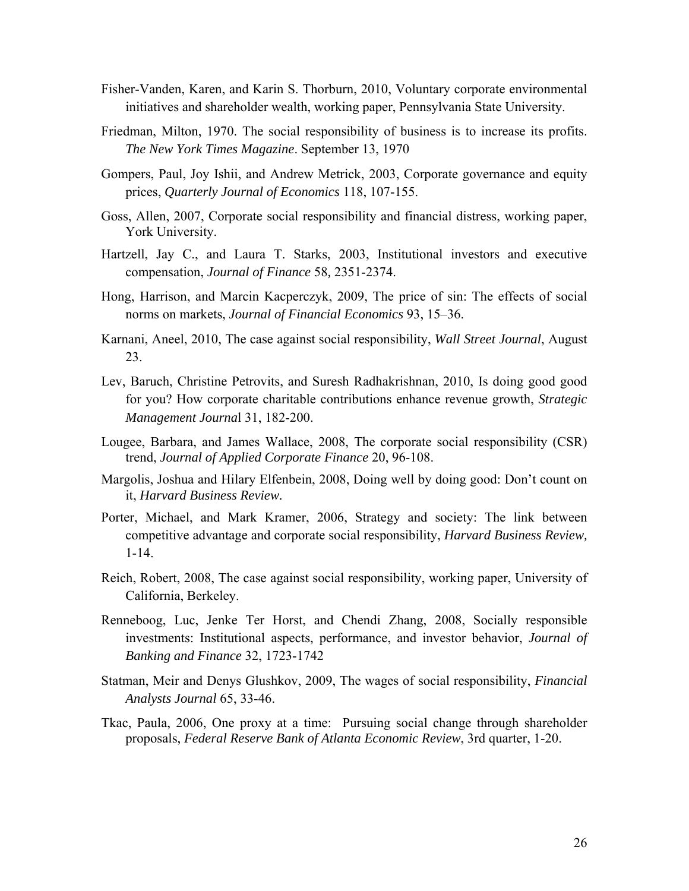Fisher-Vanden, Karen, and Karin S. Thorburn, 2010, Voluntary corporate environmental initiatives and shareholder wealth, working paper, Pennsylvania State University.

Friedman, Milton, 1970. The social responsibility of business is to increase its profits. *The New York Times Magazine*. September 13, 1970

Gompers, Paul, Joy Ishii, and Andrew Metrick, 2003, Corporate governance and equity prices, *Quarterly Journal of Economics* 118, 107-155.

Goss, Allen, 2007, Corporate social responsibility and financial distress, working paper, York University.

Hartzell, Jay C., and Laura T. Starks, 2003, Institutional investors and executive compensation, *Journal of Finance* 58, 2351-2374.

Hong, Harrison, and Marcin Kacperczyk, 2009, The price of sin: The effects of social norms on markets, *Journal of Financial Economics* 93, 15–36.

Karnani, Aneel, 2010, The case against social responsibility, *Wall Street Journal*, August 23.

Lev, Baruch, Christine Petrovits, and Suresh Radhakrishnan, 2010, Is doing good good for you? How corporate charitable contributions enhance revenue growth, *Strategic Management Journa*l 31, 182-200.

Lougee, Barbara, and James Wallace, 2008, The corporate social responsibility (CSR) trend, *Journal of Applied Corporate Finance* 20, 96-108.

Margolis, Joshua and Hilary Elfenbein, 2008, Doing well by doing good: Don't count on it, *Harvard Business Review.*

Porter, Michael, and Mark Kramer, 2006, Strategy and society: The link between competitive advantage and corporate social responsibility, *Harvard Business Review,* 1-14.

Reich, Robert, 2008, The case against social responsibility, working paper, University of California, Berkeley.

Renneboog, Luc, Jenke Ter Horst, and Chendi Zhang, 2008, Socially responsible investments: Institutional aspects, performance, and investor behavior, *Journal of Banking and Finance* 32, 1723-1742

Statman, Meir and Denys Glushkov, 2009, The wages of social responsibility, *Financial Analysts Journal* 65, 33-46.

Tkac, Paula, 2006, One proxy at a time: Pursuing social change through shareholder proposals, *Federal Reserve Bank of Atlanta Economic Review*, 3rd quarter, 1-20.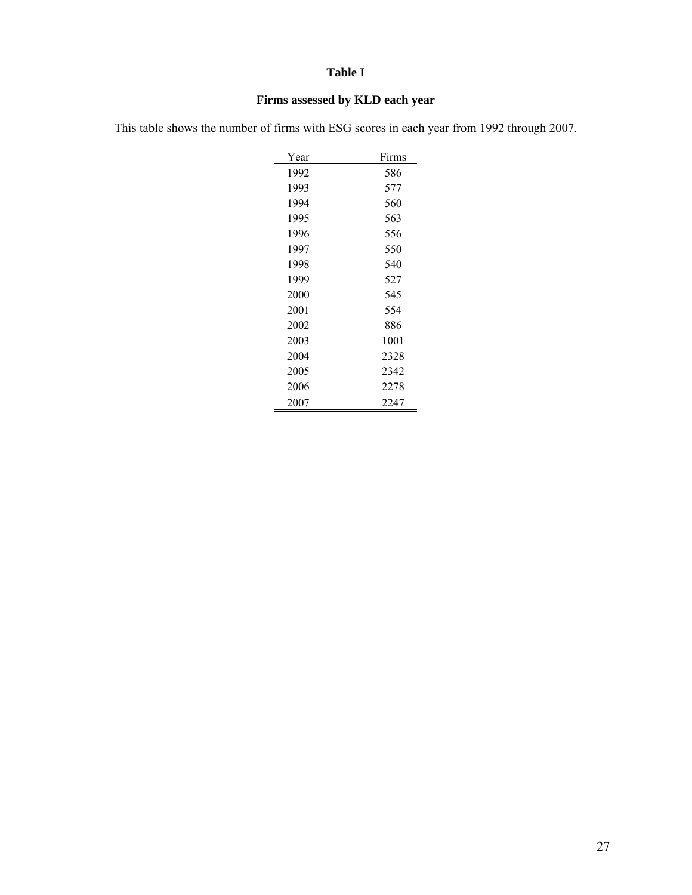# Table I

## Firms assessed by KLD each year

This table shows the number of firms with ESG scores in each year from 1992 through 2007.

| Year | Firms |
|---|---|
| 1992 | 586 |
| 1993 | 577 |
| 1994 | 560 |
| 1995 | 563 |
| 1996 | 556 |
| 1997 | 550 |
| 1998 | 540 |
| 1999 | 527 |
| 2000 | 545 |
| 2001 | 554 |
| 2002 | 886 |
| 2003 | 1001 |
| 2004 | 2328 |
| 2005 | 2342 |
| 2006 | 2278 |
| 2007 | 2247 |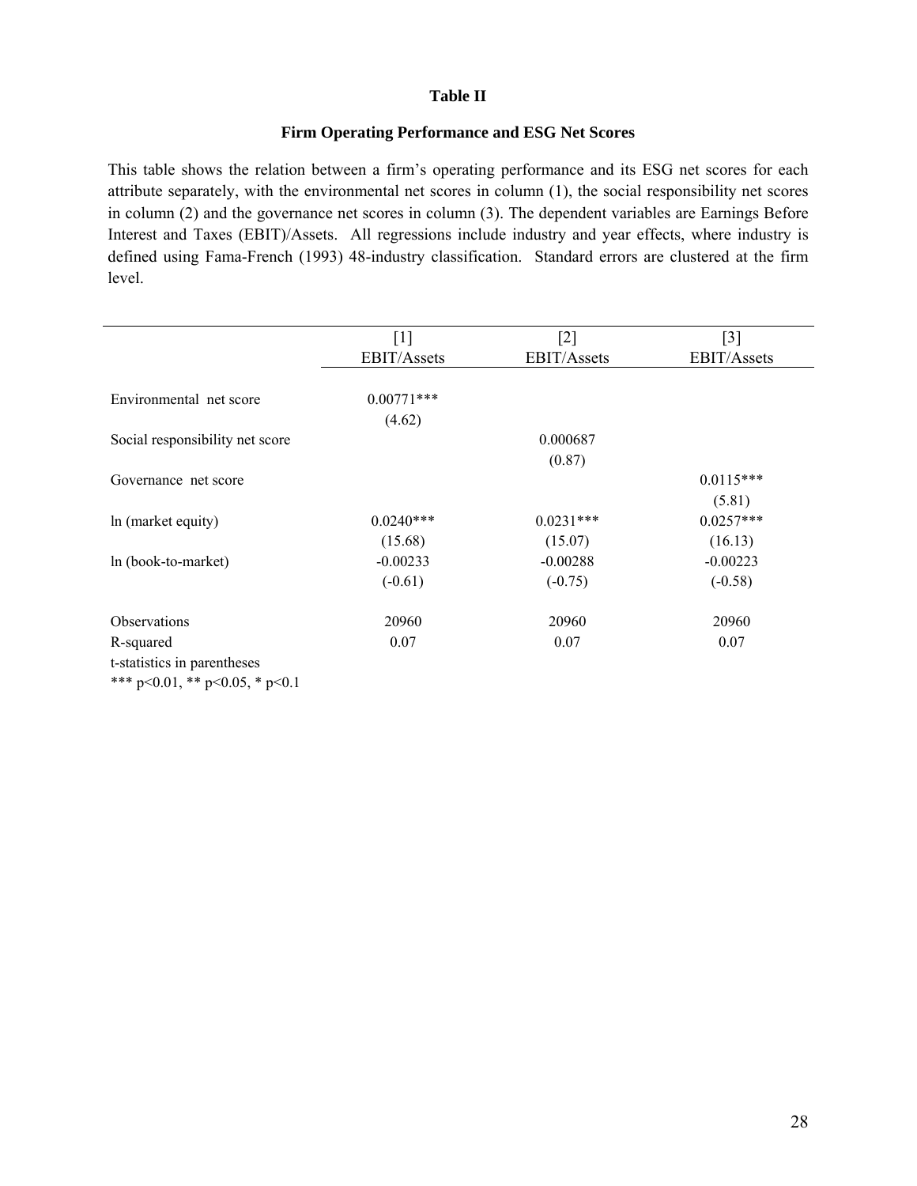**Table II**

**Firm Operating Performance and ESG Net Scores**

This table shows the relation between a firm's operating performance and its ESG net scores for each attribute separately, with the environmental net scores in column (1), the social responsibility net scores in column (2) and the governance net scores in column (3). The dependent variables are Earnings Before Interest and Taxes (EBIT)/Assets. All regressions include industry and year effects, where industry is defined using Fama-French (1993) 48-industry classification. Standard errors are clustered at the firm level.

| | [1] | [2] | [3] |
|---|---|---|---|
| | EBIT/Assets | EBIT/Assets | EBIT/Assets |
| Environmental net score | 0.00771*** | | |
| | (4.62) | | |
| Social responsibility net score | | 0.000687 | |
| | | (0.87) | |
| Governance net score | | | 0.0115*** |
| | | | (5.81) |
| ln (market equity) | 0.0240*** | 0.0231*** | 0.0257*** |
| | (15.68) | (15.07) | (16.13) |
| ln (book-to-market) | -0.00233 | -0.00288 | -0.00223 |
| | (-0.61) | (-0.75) | (-0.58) |
| Observations | 20960 | 20960 | 20960 |
| R-squared | 0.07 | 0.07 | 0.07 |

t-statistics in parentheses
*** p<0.01, ** p<0.05, * p<0.1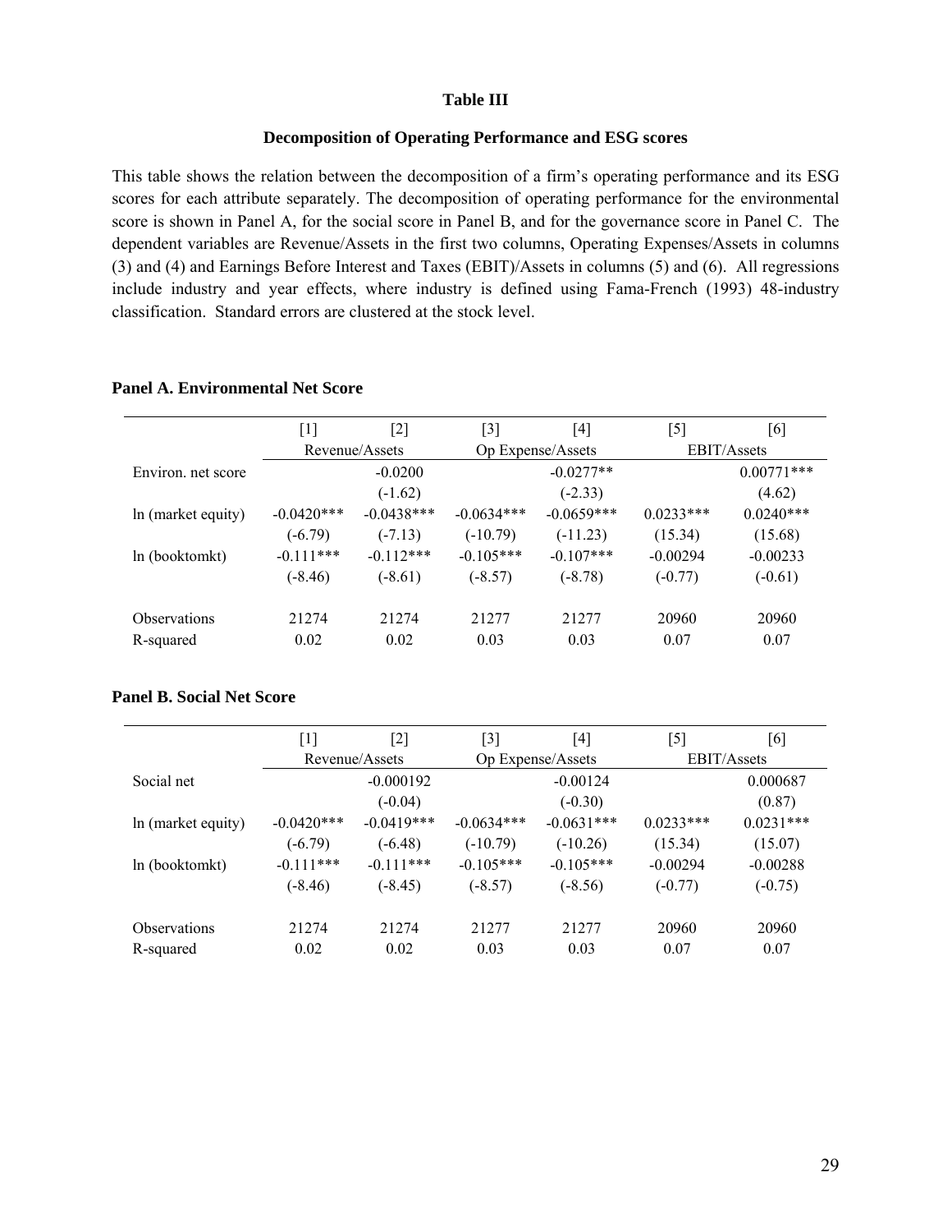**Table III**

**Decomposition of Operating Performance and ESG scores**

This table shows the relation between the decomposition of a firm's operating performance and its ESG scores for each attribute separately. The decomposition of operating performance for the environmental score is shown in Panel A, for the social score in Panel B, and for the governance score in Panel C. The dependent variables are Revenue/Assets in the first two columns, Operating Expenses/Assets in columns (3) and (4) and Earnings Before Interest and Taxes (EBIT)/Assets in columns (5) and (6). All regressions include industry and year effects, where industry is defined using Fama-French (1993) 48-industry classification. Standard errors are clustered at the stock level.

**Panel A. Environmental Net Score**

| | [1] | [2] | [3] | [4] | [5] | [6] |
|---|---|---|---|---|---|---|
| | Revenue/Assets | | Op Expense/Assets | | EBIT/Assets | |
| Environ. net score | | -0.0200 | | -0.0277** | | 0.00771*** |
| | | (-1.62) | | (-2.33) | | (4.62) |
| ln (market equity) | -0.0420*** | -0.0438*** | -0.0634*** | -0.0659*** | 0.0233*** | 0.0240*** |
| | (-6.79) | (-7.13) | (-10.79) | (-11.23) | (15.34) | (15.68) |
| ln (booktomkt) | -0.111*** | -0.112*** | -0.105*** | -0.107*** | -0.00294 | -0.00233 |
| | (-8.46) | (-8.61) | (-8.57) | (-8.78) | (-0.77) | (-0.61) |
| Observations | 21274 | 21274 | 21277 | 21277 | 20960 | 20960 |
| R-squared | 0.02 | 0.02 | 0.03 | 0.03 | 0.07 | 0.07 |

**Panel B. Social Net Score**

| | [1] | [2] | [3] | [4] | [5] | [6] |
|---|---|---|---|---|---|---|
| | Revenue/Assets | | Op Expense/Assets | | EBIT/Assets | |
| Social net | | -0.000192 | | -0.00124 | | 0.000687 |
| | | (-0.04) | | (-0.30) | | (0.87) |
| ln (market equity) | -0.0420*** | -0.0419*** | -0.0634*** | -0.0631*** | 0.0233*** | 0.0231*** |
| | (-6.79) | (-6.48) | (-10.79) | (-10.26) | (15.34) | (15.07) |
| ln (booktomkt) | -0.111*** | -0.111*** | -0.105*** | -0.105*** | -0.00294 | -0.00288 |
| | (-8.46) | (-8.45) | (-8.57) | (-8.56) | (-0.77) | (-0.75) |
| Observations | 21274 | 21274 | 21277 | 21277 | 20960 | 20960 |
| R-squared | 0.02 | 0.02 | 0.03 | 0.03 | 0.07 | 0.07 |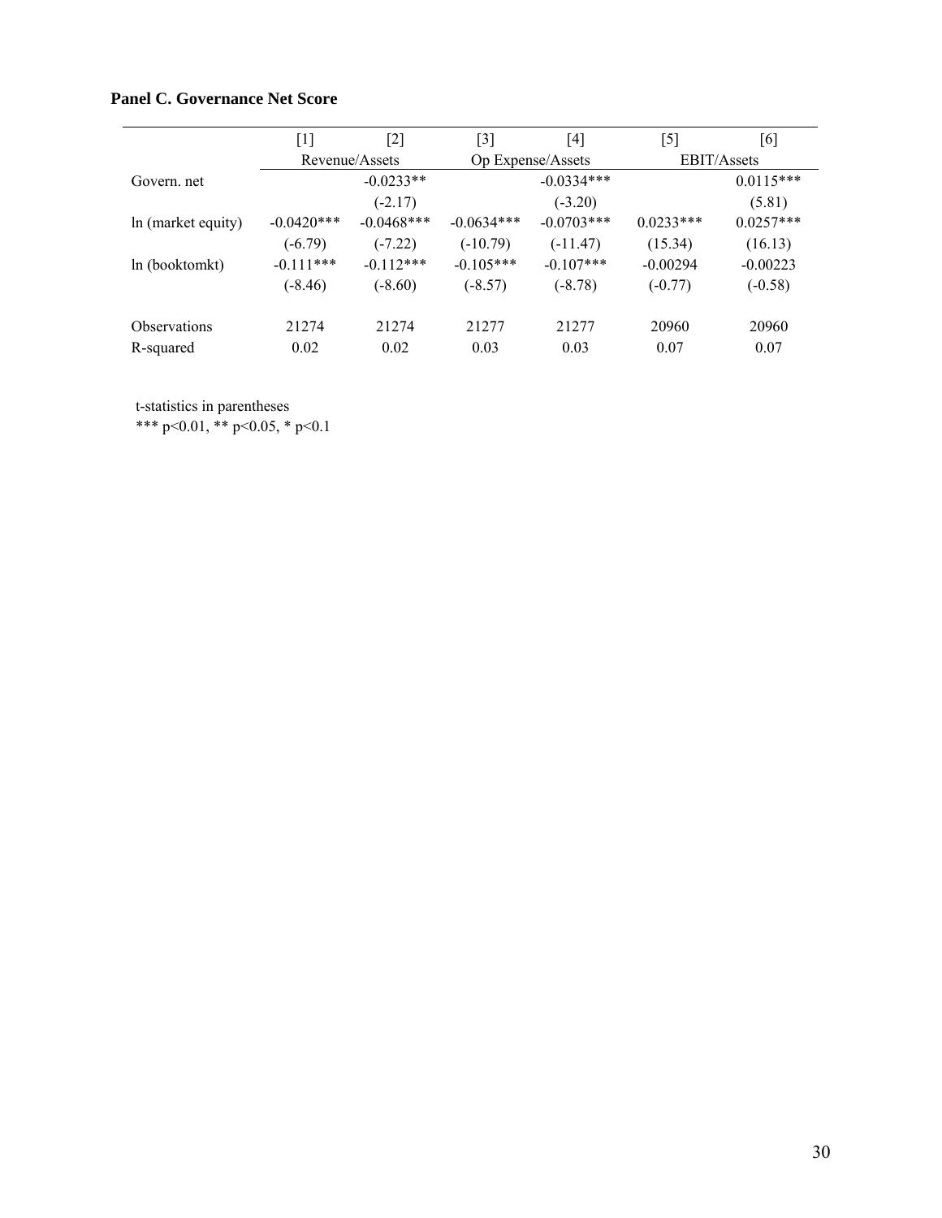**Panel C. Governance Net Score**

| | [1] | [2] | [3] | [4] | [5] | [6] |
|---|---|---|---|---|---|---|
| | Revenue/Assets | | Op Expense/Assets | | EBIT/Assets | |
| Govern. net | | -0.0233** | | -0.0334*** | | 0.0115*** |
| | | (-2.17) | | (-3.20) | | (5.81) |
| ln (market equity) | -0.0420*** | -0.0468*** | -0.0634*** | -0.0703*** | 0.0233*** | 0.0257*** |
| | (-6.79) | (-7.22) | (-10.79) | (-11.47) | (15.34) | (16.13) |
| ln (booktomkt) | -0.111*** | -0.112*** | -0.105*** | -0.107*** | -0.00294 | -0.00223 |
| | (-8.46) | (-8.60) | (-8.57) | (-8.78) | (-0.77) | (-0.58) |
| Observations | 21274 | 21274 | 21277 | 21277 | 20960 | 20960 |
| R-squared | 0.02 | 0.02 | 0.03 | 0.03 | 0.07 | 0.07 |

t-statistics in parentheses

*** p<0.01, ** p<0.05, * p<0.1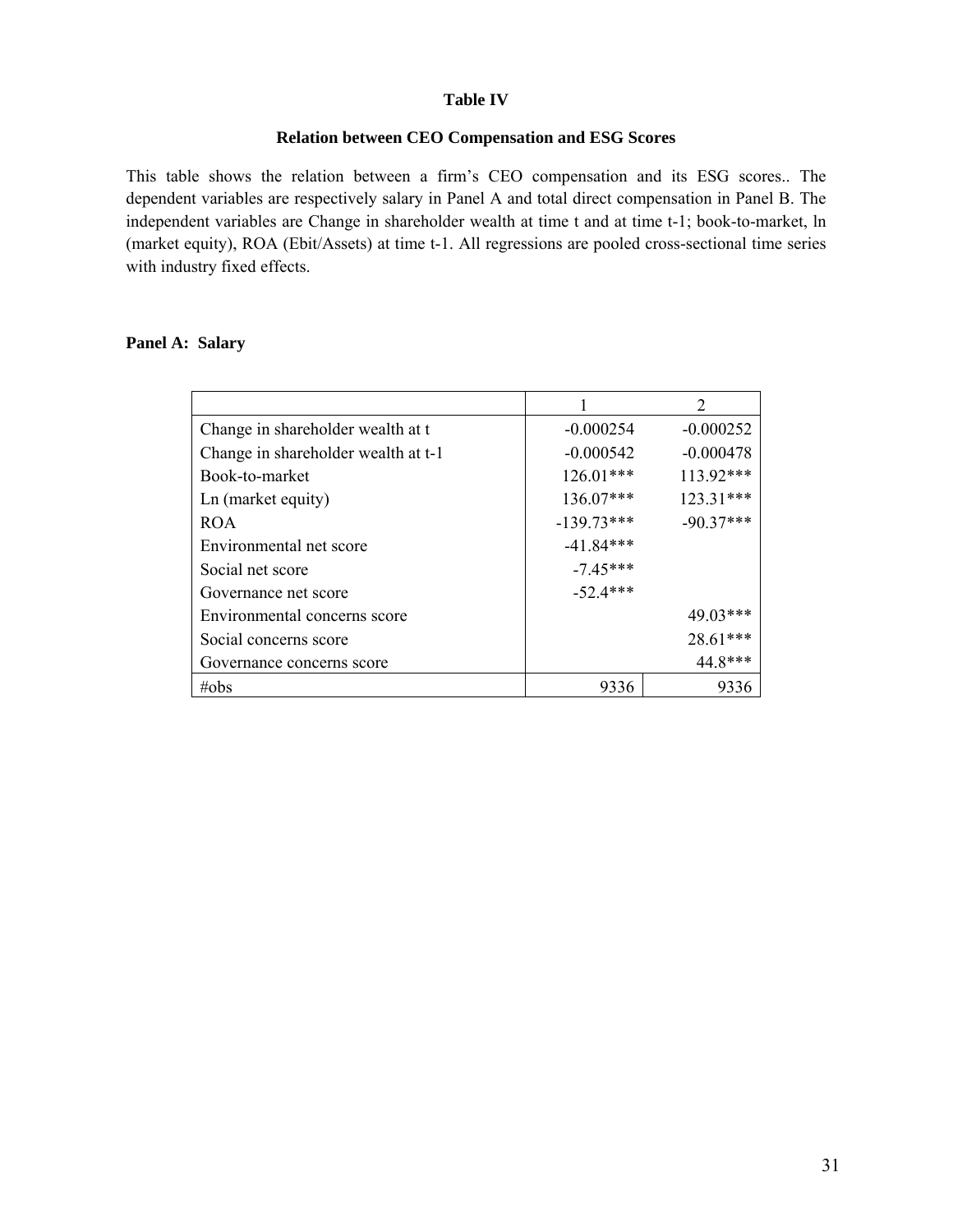**Table IV**

**Relation between CEO Compensation and ESG Scores**

This table shows the relation between a firm's CEO compensation and its ESG scores.. The dependent variables are respectively salary in Panel A and total direct compensation in Panel B. The independent variables are Change in shareholder wealth at time t and at time t-1; book-to-market, ln (market equity), ROA (Ebit/Assets) at time t-1. All regressions are pooled cross-sectional time series with industry fixed effects.

**Panel A: Salary**

| | 1 | 2 |
|---|---|---|
| Change in shareholder wealth at t | -0.000254 | -0.000252 |
| Change in shareholder wealth at t-1 | -0.000542 | -0.000478 |
| Book-to-market | 126.01*** | 113.92*** |
| Ln (market equity) | 136.07*** | 123.31*** |
| ROA | -139.73*** | -90.37*** |
| Environmental net score | -41.84*** | |
| Social net score | -7.45*** | |
| Governance net score | -52.4*** | |
| Environmental concerns score | | 49.03*** |
| Social concerns score | | 28.61*** |
| Governance concerns score | | 44.8*** |
| #obs | 9336 | 9336 |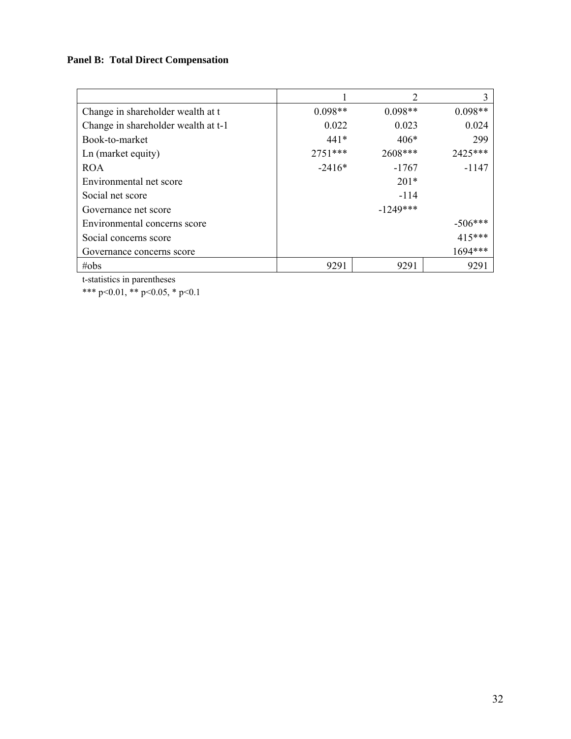**Panel B: Total Direct Compensation**

| | 1 | 2 | 3 |
|---|---|---|---|
| Change in shareholder wealth at t | 0.098** | 0.098** | 0.098** |
| Change in shareholder wealth at t-1 | 0.022 | 0.023 | 0.024 |
| Book-to-market | 441* | 406* | 299 |
| Ln (market equity) | 2751*** | 2608*** | 2425*** |
| ROA | -2416* | -1767 | -1147 |
| Environmental net score | | 201* | |
| Social net score | | -114 | |
| Governance net score | | -1249*** | |
| Environmental concerns score | | | -506*** |
| Social concerns score | | | 415*** |
| Governance concerns score | | | 1694*** |
| #obs | 9291 | 9291 | 9291 |

t-statistics in parentheses

*** p<0.01, ** p<0.05, * p<0.1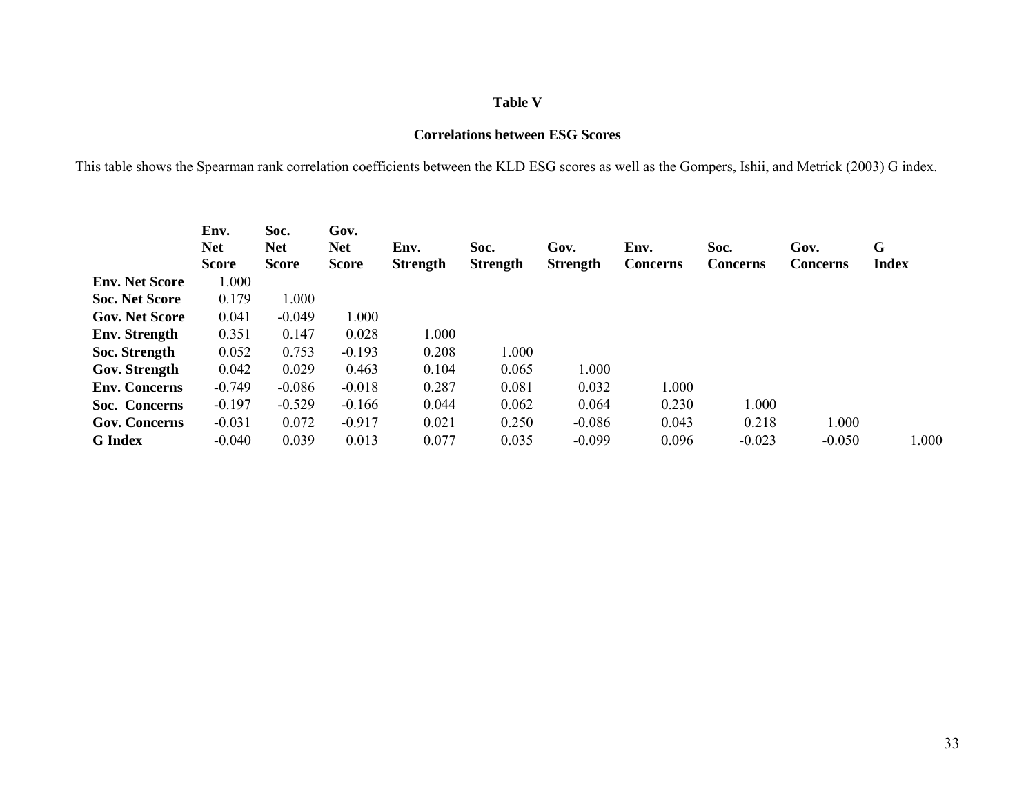**Table V**

**Correlations between ESG Scores**

This table shows the Spearman rank correlation coefficients between the KLD ESG scores as well as the Gompers, Ishii, and Metrick (2003) G index.

| | Env. Net Score | Soc. Net Score | Gov. Net Score | Env. Strength | Soc. Strength | Gov. Strength | Env. Concerns | Soc. Concerns | Gov. Concerns | G Index |
|---|---|---|---|---|---|---|---|---|---|---|
| **Env. Net Score** | 1.000 | | | | | | | | | |
| **Soc. Net Score** | 0.179 | 1.000 | | | | | | | | |
| **Gov. Net Score** | 0.041 | -0.049 | 1.000 | | | | | | | |
| **Env. Strength** | 0.351 | 0.147 | 0.028 | 1.000 | | | | | | |
| **Soc. Strength** | 0.052 | 0.753 | -0.193 | 0.208 | 1.000 | | | | | |
| **Gov. Strength** | 0.042 | 0.029 | 0.463 | 0.104 | 0.065 | 1.000 | | | | |
| **Env. Concerns** | -0.749 | -0.086 | -0.018 | 0.287 | 0.081 | 0.032 | 1.000 | | | |
| **Soc. Concerns** | -0.197 | -0.529 | -0.166 | 0.044 | 0.062 | 0.064 | 0.230 | 1.000 | | |
| **Gov. Concerns** | -0.031 | 0.072 | -0.917 | 0.021 | 0.250 | -0.086 | 0.043 | 0.218 | 1.000 | |
| **G Index** | -0.040 | 0.039 | 0.013 | 0.077 | 0.035 | -0.099 | 0.096 | -0.023 | -0.050 | 1.000 |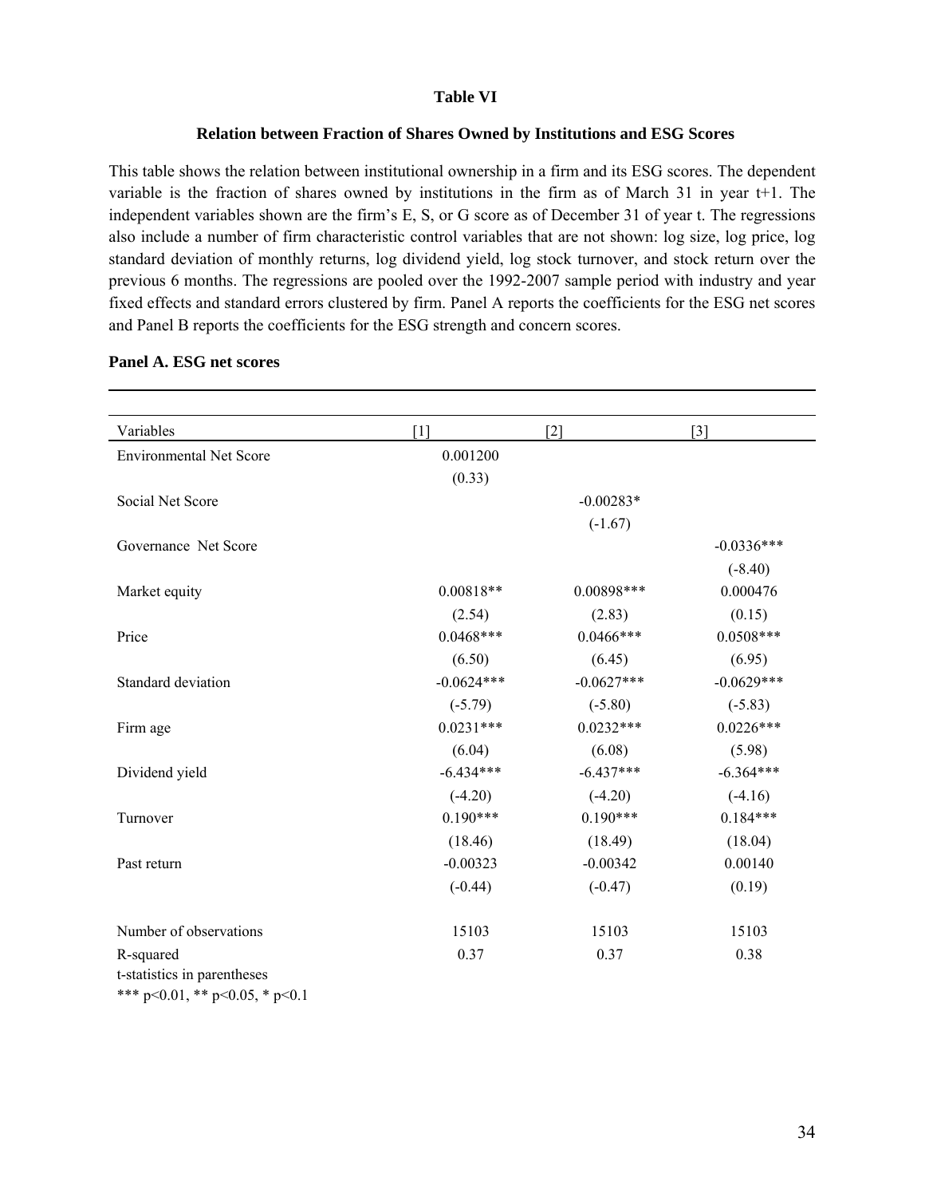**Table VI**

**Relation between Fraction of Shares Owned by Institutions and ESG Scores**

This table shows the relation between institutional ownership in a firm and its ESG scores. The dependent variable is the fraction of shares owned by institutions in the firm as of March 31 in year t+1. The independent variables shown are the firm's E, S, or G score as of December 31 of year t. The regressions also include a number of firm characteristic control variables that are not shown: log size, log price, log standard deviation of monthly returns, log dividend yield, log stock turnover, and stock return over the previous 6 months. The regressions are pooled over the 1992-2007 sample period with industry and year fixed effects and standard errors clustered by firm. Panel A reports the coefficients for the ESG net scores and Panel B reports the coefficients for the ESG strength and concern scores.

**Panel A. ESG net scores**

| Variables | [1] | [2] | [3] |
|---|---|---|---|
| Environmental Net Score | 0.001200 | | |
| | (0.33) | | |
| Social Net Score | | -0.00283* | |
| | | (-1.67) | |
| Governance Net Score | | | -0.0336*** |
| | | | (-8.40) |
| Market equity | 0.00818** | 0.00898*** | 0.000476 |
| | (2.54) | (2.83) | (0.15) |
| Price | 0.0468*** | 0.0466*** | 0.0508*** |
| | (6.50) | (6.45) | (6.95) |
| Standard deviation | -0.0624*** | -0.0627*** | -0.0629*** |
| | (-5.79) | (-5.80) | (-5.83) |
| Firm age | 0.0231*** | 0.0232*** | 0.0226*** |
| | (6.04) | (6.08) | (5.98) |
| Dividend yield | -6.434*** | -6.437*** | -6.364*** |
| | (-4.20) | (-4.20) | (-4.16) |
| Turnover | 0.190*** | 0.190*** | 0.184*** |
| | (18.46) | (18.49) | (18.04) |
| Past return | -0.00323 | -0.00342 | 0.00140 |
| | (-0.44) | (-0.47) | (0.19) |
| Number of observations | 15103 | 15103 | 15103 |
| R-squared | 0.37 | 0.37 | 0.38 |

t-statistics in parentheses
*** p<0.01, ** p<0.05, * p<0.1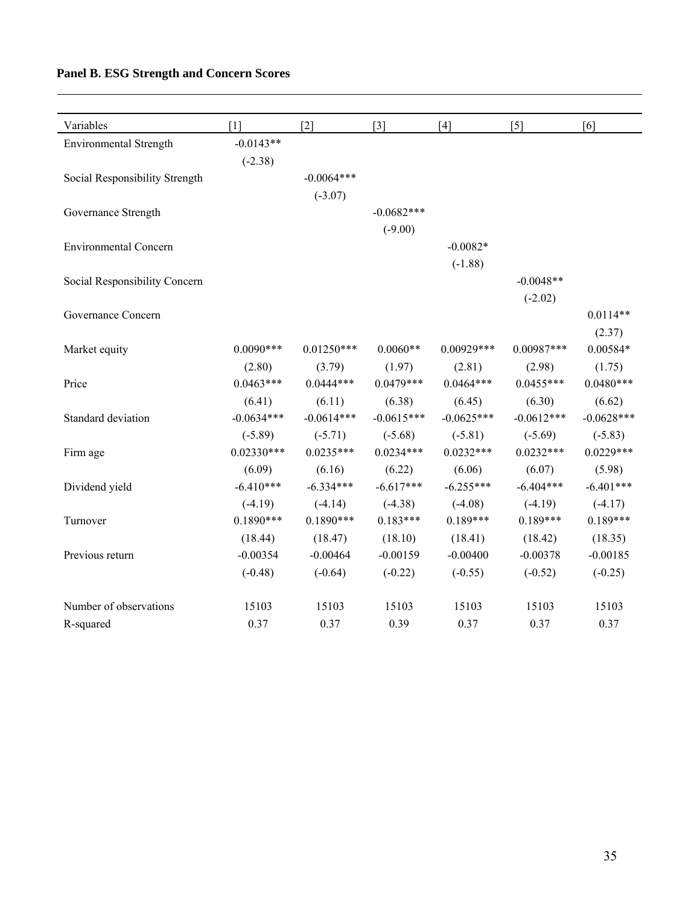**Panel B. ESG Strength and Concern Scores**

| Variables | [1] | [2] | [3] | [4] | [5] | [6] |
|---|---|---|---|---|---|---|
| Environmental Strength | -0.0143** | | | | | |
| | (-2.38) | | | | | |
| Social Responsibility Strength | | -0.0064*** | | | | |
| | | (-3.07) | | | | |
| Governance Strength | | | -0.0682*** | | | |
| | | | (-9.00) | | | |
| Environmental Concern | | | | -0.0082* | | |
| | | | | (-1.88) | | |
| Social Responsibility Concern | | | | | -0.0048** | |
| | | | | | (-2.02) | |
| Governance Concern | | | | | | 0.0114** |
| | | | | | | (2.37) |
| Market equity | 0.0090*** | 0.01250*** | 0.0060** | 0.00929*** | 0.00987*** | 0.00584* |
| | (2.80) | (3.79) | (1.97) | (2.81) | (2.98) | (1.75) |
| Price | 0.0463*** | 0.0444*** | 0.0479*** | 0.0464*** | 0.0455*** | 0.0480*** |
| | (6.41) | (6.11) | (6.38) | (6.45) | (6.30) | (6.62) |
| Standard deviation | -0.0634*** | -0.0614*** | -0.0615*** | -0.0625*** | -0.0612*** | -0.0628*** |
| | (-5.89) | (-5.71) | (-5.68) | (-5.81) | (-5.69) | (-5.83) |
| Firm age | 0.02330*** | 0.0235*** | 0.0234*** | 0.0232*** | 0.0232*** | 0.0229*** |
| | (6.09) | (6.16) | (6.22) | (6.06) | (6.07) | (5.98) |
| Dividend yield | -6.410*** | -6.334*** | -6.617*** | -6.255*** | -6.404*** | -6.401*** |
| | (-4.19) | (-4.14) | (-4.38) | (-4.08) | (-4.19) | (-4.17) |
| Turnover | 0.1890*** | 0.1890*** | 0.183*** | 0.189*** | 0.189*** | 0.189*** |
| | (18.44) | (18.47) | (18.10) | (18.41) | (18.42) | (18.35) |
| Previous return | -0.00354 | -0.00464 | -0.00159 | -0.00400 | -0.00378 | -0.00185 |
| | (-0.48) | (-0.64) | (-0.22) | (-0.55) | (-0.52) | (-0.25) |
| Number of observations | 15103 | 15103 | 15103 | 15103 | 15103 | 15103 |
| R-squared | 0.37 | 0.37 | 0.39 | 0.37 | 0.37 | 0.37 |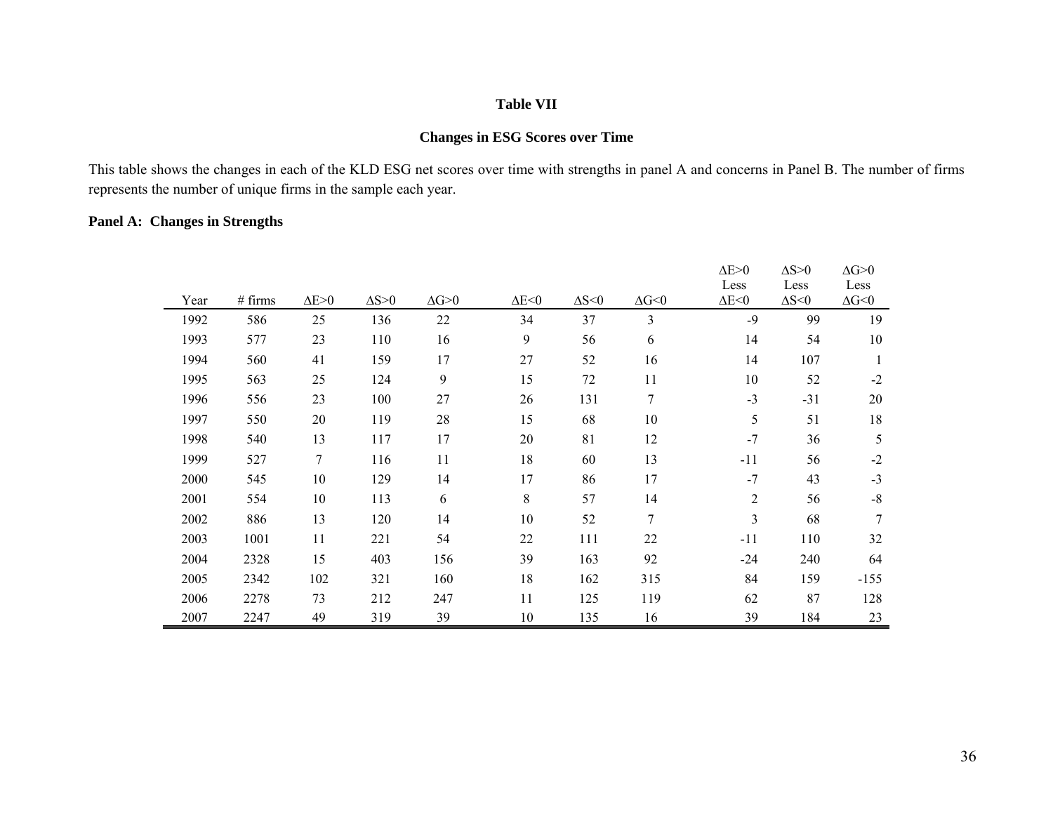**Table VII**

**Changes in ESG Scores over Time**

This table shows the changes in each of the KLD ESG net scores over time with strengths in panel A and concerns in Panel B. The number of firms represents the number of unique firms in the sample each year.

**Panel A: Changes in Strengths**

| Year | # firms | ΔE>0 | ΔS>0 | ΔG>0 | ΔE<0 | ΔS<0 | ΔG<0 | ΔE>0 Less ΔE<0 | ΔS>0 Less ΔS<0 | ΔG>0 Less ΔG<0 |
|---|---|---|---|---|---|---|---|---|---|---|
| 1992 | 586 | 25 | 136 | 22 | 34 | 37 | 3 | -9 | 99 | 19 |
| 1993 | 577 | 23 | 110 | 16 | 9 | 56 | 6 | 14 | 54 | 10 |
| 1994 | 560 | 41 | 159 | 17 | 27 | 52 | 16 | 14 | 107 | 1 |
| 1995 | 563 | 25 | 124 | 9 | 15 | 72 | 11 | 10 | 52 | -2 |
| 1996 | 556 | 23 | 100 | 27 | 26 | 131 | 7 | -3 | -31 | 20 |
| 1997 | 550 | 20 | 119 | 28 | 15 | 68 | 10 | 5 | 51 | 18 |
| 1998 | 540 | 13 | 117 | 17 | 20 | 81 | 12 | -7 | 36 | 5 |
| 1999 | 527 | 7 | 116 | 11 | 18 | 60 | 13 | -11 | 56 | -2 |
| 2000 | 545 | 10 | 129 | 14 | 17 | 86 | 17 | -7 | 43 | -3 |
| 2001 | 554 | 10 | 113 | 6 | 8 | 57 | 14 | 2 | 56 | -8 |
| 2002 | 886 | 13 | 120 | 14 | 10 | 52 | 7 | 3 | 68 | 7 |
| 2003 | 1001 | 11 | 221 | 54 | 22 | 111 | 22 | -11 | 110 | 32 |
| 2004 | 2328 | 15 | 403 | 156 | 39 | 163 | 92 | -24 | 240 | 64 |
| 2005 | 2342 | 102 | 321 | 160 | 18 | 162 | 315 | 84 | 159 | -155 |
| 2006 | 2278 | 73 | 212 | 247 | 11 | 125 | 119 | 62 | 87 | 128 |
| 2007 | 2247 | 49 | 319 | 39 | 10 | 135 | 16 | 39 | 184 | 23 |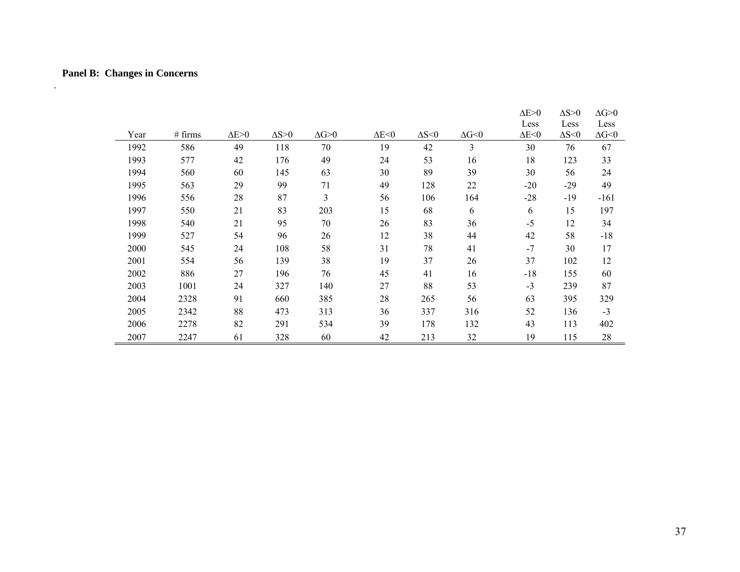**Panel B: Changes in Concerns**

| Year | # firms | ΔE>0 | ΔS>0 | ΔG>0 | ΔE<0 | ΔS<0 | ΔG<0 | ΔE>0 Less ΔE<0 | ΔS>0 Less ΔS<0 | ΔG>0 Less ΔG<0 |
|---|---|---|---|---|---|---|---|---|---|---|
| 1992 | 586 | 49 | 118 | 70 | 19 | 42 | 3 | 30 | 76 | 67 |
| 1993 | 577 | 42 | 176 | 49 | 24 | 53 | 16 | 18 | 123 | 33 |
| 1994 | 560 | 60 | 145 | 63 | 30 | 89 | 39 | 30 | 56 | 24 |
| 1995 | 563 | 29 | 99 | 71 | 49 | 128 | 22 | -20 | -29 | 49 |
| 1996 | 556 | 28 | 87 | 3 | 56 | 106 | 164 | -28 | -19 | -161 |
| 1997 | 550 | 21 | 83 | 203 | 15 | 68 | 6 | 6 | 15 | 197 |
| 1998 | 540 | 21 | 95 | 70 | 26 | 83 | 36 | -5 | 12 | 34 |
| 1999 | 527 | 54 | 96 | 26 | 12 | 38 | 44 | 42 | 58 | -18 |
| 2000 | 545 | 24 | 108 | 58 | 31 | 78 | 41 | -7 | 30 | 17 |
| 2001 | 554 | 56 | 139 | 38 | 19 | 37 | 26 | 37 | 102 | 12 |
| 2002 | 886 | 27 | 196 | 76 | 45 | 41 | 16 | -18 | 155 | 60 |
| 2003 | 1001 | 24 | 327 | 140 | 27 | 88 | 53 | -3 | 239 | 87 |
| 2004 | 2328 | 91 | 660 | 385 | 28 | 265 | 56 | 63 | 395 | 329 |
| 2005 | 2342 | 88 | 473 | 313 | 36 | 337 | 316 | 52 | 136 | -3 |
| 2006 | 2278 | 82 | 291 | 534 | 39 | 178 | 132 | 43 | 113 | 402 |
| 2007 | 2247 | 61 | 328 | 60 | 42 | 213 | 32 | 19 | 115 | 28 |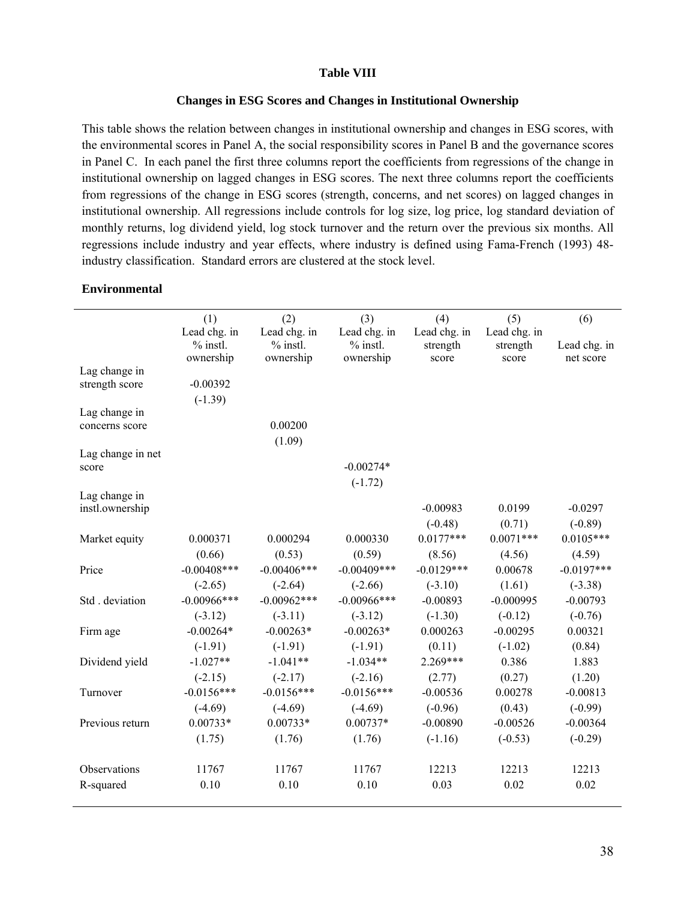**Table VIII**

**Changes in ESG Scores and Changes in Institutional Ownership**

This table shows the relation between changes in institutional ownership and changes in ESG scores, with the environmental scores in Panel A, the social responsibility scores in Panel B and the governance scores in Panel C. In each panel the first three columns report the coefficients from regressions of the change in institutional ownership on lagged changes in ESG scores. The next three columns report the coefficients from regressions of the change in ESG scores (strength, concerns, and net scores) on lagged changes in institutional ownership. All regressions include controls for log size, log price, log standard deviation of monthly returns, log dividend yield, log stock turnover and the return over the previous six months. All regressions include industry and year effects, where industry is defined using Fama-French (1993) 48-industry classification. Standard errors are clustered at the stock level.

**Environmental**

| | (1) Lead chg. in % instl. ownership | (2) Lead chg. in % instl. ownership | (3) Lead chg. in % instl. ownership | (4) Lead chg. in strength score | (5) Lead chg. in strength score | (6) Lead chg. in net score |
|---|---|---|---|---|---|---|
| Lag change in strength score | -0.00392 | | | | | |
| | (-1.39) | | | | | |
| Lag change in concerns score | | 0.00200 | | | | |
| | | (1.09) | | | | |
| Lag change in net score | | | -0.00274* | | | |
| | | | (-1.72) | | | |
| Lag change in instl.ownership | | | | -0.00983 | 0.0199 | -0.0297 |
| | | | | (-0.48) | (0.71) | (-0.89) |
| Market equity | 0.000371 | 0.000294 | 0.000330 | 0.0177*** | 0.0071*** | 0.0105*** |
| | (0.66) | (0.53) | (0.59) | (8.56) | (4.56) | (4.59) |
| Price | -0.00408*** | -0.00406*** | -0.00409*** | -0.0129*** | 0.00678 | -0.0197*** |
| | (-2.65) | (-2.64) | (-2.66) | (-3.10) | (1.61) | (-3.38) |
| Std . deviation | -0.00966*** | -0.00962*** | -0.00966*** | -0.00893 | -0.000995 | -0.00793 |
| | (-3.12) | (-3.11) | (-3.12) | (-1.30) | (-0.12) | (-0.76) |
| Firm age | -0.00264* | -0.00263* | -0.00263* | 0.000263 | -0.00295 | 0.00321 |
| | (-1.91) | (-1.91) | (-1.91) | (0.11) | (-1.02) | (0.84) |
| Dividend yield | -1.027** | -1.041** | -1.034** | 2.269*** | 0.386 | 1.883 |
| | (-2.15) | (-2.17) | (-2.16) | (2.77) | (0.27) | (1.20) |
| Turnover | -0.0156*** | -0.0156*** | -0.0156*** | -0.00536 | 0.00278 | -0.00813 |
| | (-4.69) | (-4.69) | (-4.69) | (-0.96) | (0.43) | (-0.99) |
| Previous return | 0.00733* | 0.00733* | 0.00737* | -0.00890 | -0.00526 | -0.00364 |
| | (1.75) | (1.76) | (1.76) | (-1.16) | (-0.53) | (-0.29) |
| Observations | 11767 | 11767 | 11767 | 12213 | 12213 | 12213 |
| R-squared | 0.10 | 0.10 | 0.10 | 0.03 | 0.02 | 0.02 |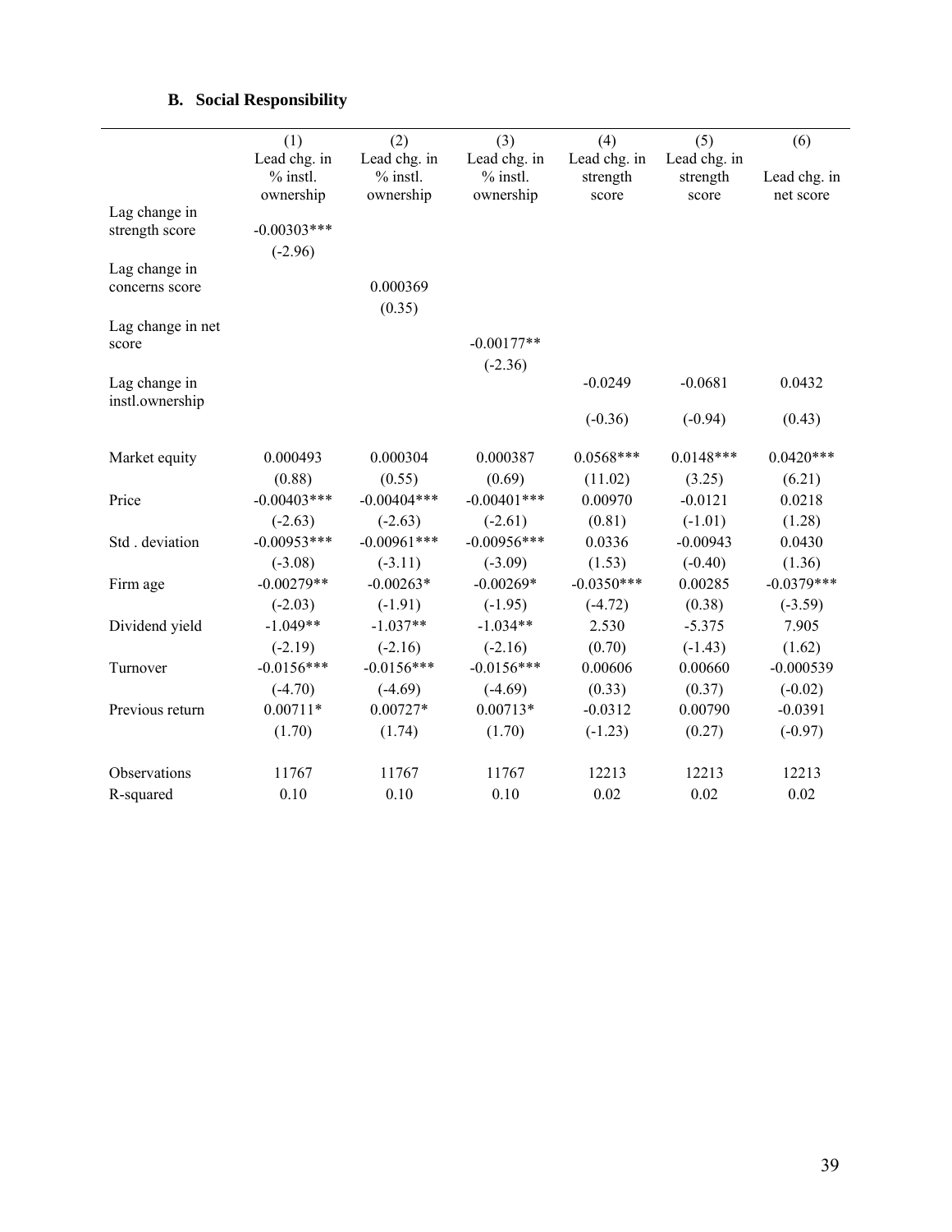### B. Social Responsibility

| | (1) Lead chg. in % instl. ownership | (2) Lead chg. in % instl. ownership | (3) Lead chg. in % instl. ownership | (4) Lead chg. in strength score | (5) Lead chg. in strength score | (6) Lead chg. in net score |
|---|---|---|---|---|---|---|
| Lag change in strength score | -0.00303*** | | | | | |
| | (-2.96) | | | | | |
| Lag change in concerns score | | 0.000369 | | | | |
| | | (0.35) | | | | |
| Lag change in net score | | | -0.00177** | | | |
| | | | (-2.36) | | | |
| Lag change in instl.ownership | | | | -0.0249 | -0.0681 | 0.0432 |
| | | | | (-0.36) | (-0.94) | (0.43) |
| Market equity | 0.000493 | 0.000304 | 0.000387 | 0.0568*** | 0.0148*** | 0.0420*** |
| | (0.88) | (0.55) | (0.69) | (11.02) | (3.25) | (6.21) |
| Price | -0.00403*** | -0.00404*** | -0.00401*** | 0.00970 | -0.0121 | 0.0218 |
| | (-2.63) | (-2.63) | (-2.61) | (0.81) | (-1.01) | (1.28) |
| Std . deviation | -0.00953*** | -0.00961*** | -0.00956*** | 0.0336 | -0.00943 | 0.0430 |
| | (-3.08) | (-3.11) | (-3.09) | (1.53) | (-0.40) | (1.36) |
| Firm age | -0.00279** | -0.00263* | -0.00269* | -0.0350*** | 0.00285 | -0.0379*** |
| | (-2.03) | (-1.91) | (-1.95) | (-4.72) | (0.38) | (-3.59) |
| Dividend yield | -1.049** | -1.037** | -1.034** | 2.530 | -5.375 | 7.905 |
| | (-2.19) | (-2.16) | (-2.16) | (0.70) | (-1.43) | (1.62) |
| Turnover | -0.0156*** | -0.0156*** | -0.0156*** | 0.00606 | 0.00660 | -0.000539 |
| | (-4.70) | (-4.69) | (-4.69) | (0.33) | (0.37) | (-0.02) |
| Previous return | 0.00711* | 0.00727* | 0.00713* | -0.0312 | 0.00790 | -0.0391 |
| | (1.70) | (1.74) | (1.70) | (-1.23) | (0.27) | (-0.97) |
| Observations | 11767 | 11767 | 11767 | 12213 | 12213 | 12213 |
| R-squared | 0.10 | 0.10 | 0.10 | 0.02 | 0.02 | 0.02 |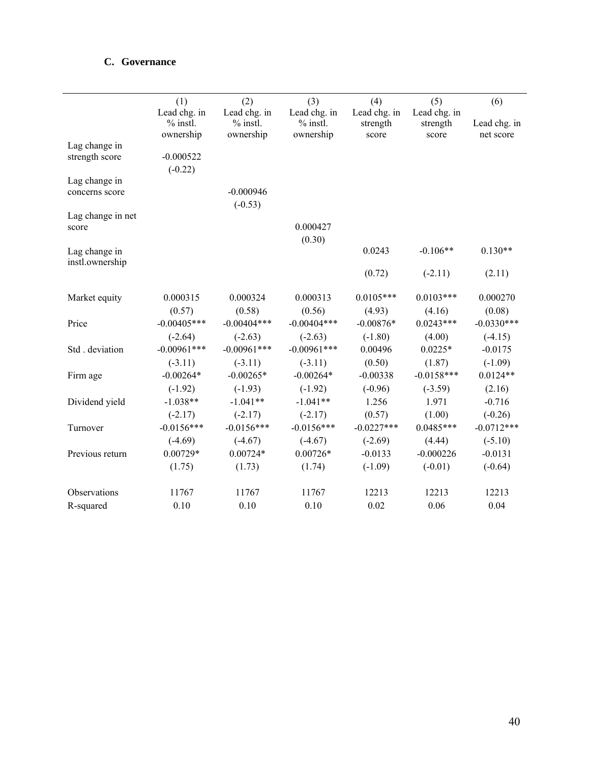### C. Governance

| | (1) Lead chg. in % instl. ownership | (2) Lead chg. in % instl. ownership | (3) Lead chg. in % instl. ownership | (4) Lead chg. in strength score | (5) Lead chg. in strength score | (6) Lead chg. in net score |
|---|---|---|---|---|---|---|
| Lag change in strength score | -0.000522 | | | | | |
| | (-0.22) | | | | | |
| Lag change in concerns score | | -0.000946 | | | | |
| | | (-0.53) | | | | |
| Lag change in net score | | | 0.000427 | | | |
| | | | (0.30) | | | |
| Lag change in instl.ownership | | | | 0.0243 | -0.106** | 0.130** |
| | | | | (0.72) | (-2.11) | (2.11) |
| Market equity | 0.000315 | 0.000324 | 0.000313 | 0.0105*** | 0.0103*** | 0.000270 |
| | (0.57) | (0.58) | (0.56) | (4.93) | (4.16) | (0.08) |
| Price | -0.00405*** | -0.00404*** | -0.00404*** | -0.00876* | 0.0243*** | -0.0330*** |
| | (-2.64) | (-2.63) | (-2.63) | (-1.80) | (4.00) | (-4.15) |
| Std . deviation | -0.00961*** | -0.00961*** | -0.00961*** | 0.00496 | 0.0225* | -0.0175 |
| | (-3.11) | (-3.11) | (-3.11) | (0.50) | (1.87) | (-1.09) |
| Firm age | -0.00264* | -0.00265* | -0.00264* | -0.00338 | -0.0158*** | 0.0124** |
| | (-1.92) | (-1.93) | (-1.92) | (-0.96) | (-3.59) | (2.16) |
| Dividend yield | -1.038** | -1.041** | -1.041** | 1.256 | 1.971 | -0.716 |
| | (-2.17) | (-2.17) | (-2.17) | (0.57) | (1.00) | (-0.26) |
| Turnover | -0.0156*** | -0.0156*** | -0.0156*** | -0.0227*** | 0.0485*** | -0.0712*** |
| | (-4.69) | (-4.67) | (-4.67) | (-2.69) | (4.44) | (-5.10) |
| Previous return | 0.00729* | 0.00724* | 0.00726* | -0.0133 | -0.000226 | -0.0131 |
| | (1.75) | (1.73) | (1.74) | (-1.09) | (-0.01) | (-0.64) |
| Observations | 11767 | 11767 | 11767 | 12213 | 12213 | 12213 |
| R-squared | 0.10 | 0.10 | 0.10 | 0.02 | 0.06 | 0.04 |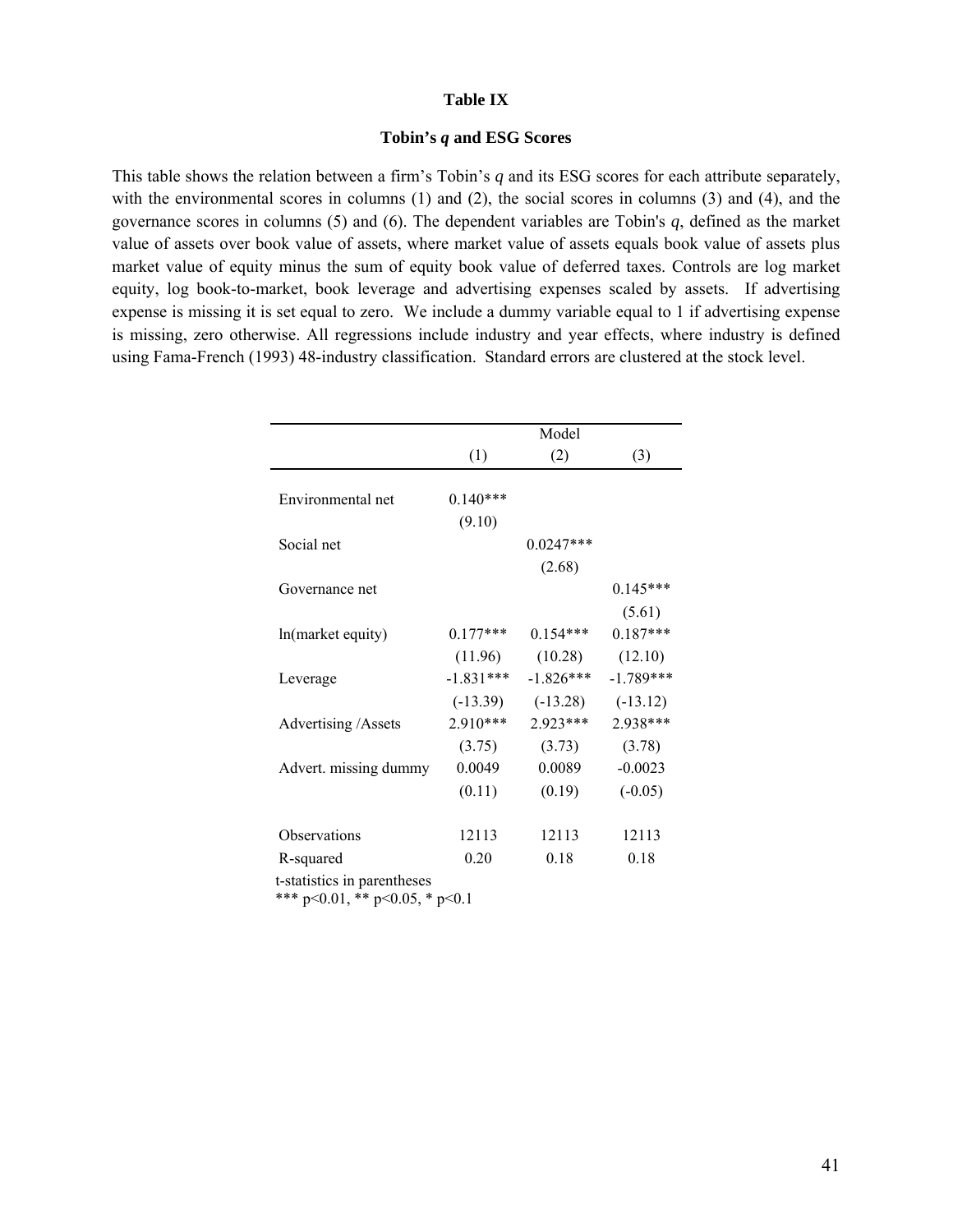**Table IX**

**Tobin's *q* and ESG Scores**

This table shows the relation between a firm's Tobin's *q* and its ESG scores for each attribute separately, with the environmental scores in columns (1) and (2), the social scores in columns (3) and (4), and the governance scores in columns (5) and (6). The dependent variables are Tobin's *q*, defined as the market value of assets over book value of assets, where market value of assets equals book value of assets plus market value of equity minus the sum of equity book value of deferred taxes. Controls are log market equity, log book-to-market, book leverage and advertising expenses scaled by assets. If advertising expense is missing it is set equal to zero. We include a dummy variable equal to 1 if advertising expense is missing, zero otherwise. All regressions include industry and year effects, where industry is defined using Fama-French (1993) 48-industry classification. Standard errors are clustered at the stock level.

| | Model | | |
|---|---|---|---|
| | (1) | (2) | (3) |
| Environmental net | 0.140*** | | |
| | (9.10) | | |
| Social net | | 0.0247*** | |
| | | (2.68) | |
| Governance net | | | 0.145*** |
| | | | (5.61) |
| ln(market equity) | 0.177*** | 0.154*** | 0.187*** |
| | (11.96) | (10.28) | (12.10) |
| Leverage | -1.831*** | -1.826*** | -1.789*** |
| | (-13.39) | (-13.28) | (-13.12) |
| Advertising /Assets | 2.910*** | 2.923*** | 2.938*** |
| | (3.75) | (3.73) | (3.78) |
| Advert. missing dummy | 0.0049 | 0.0089 | -0.0023 |
| | (0.11) | (0.19) | (-0.05) |
| Observations | 12113 | 12113 | 12113 |
| R-squared | 0.20 | 0.18 | 0.18 |

t-statistics in parentheses
*** p<0.01, ** p<0.05, * p<0.1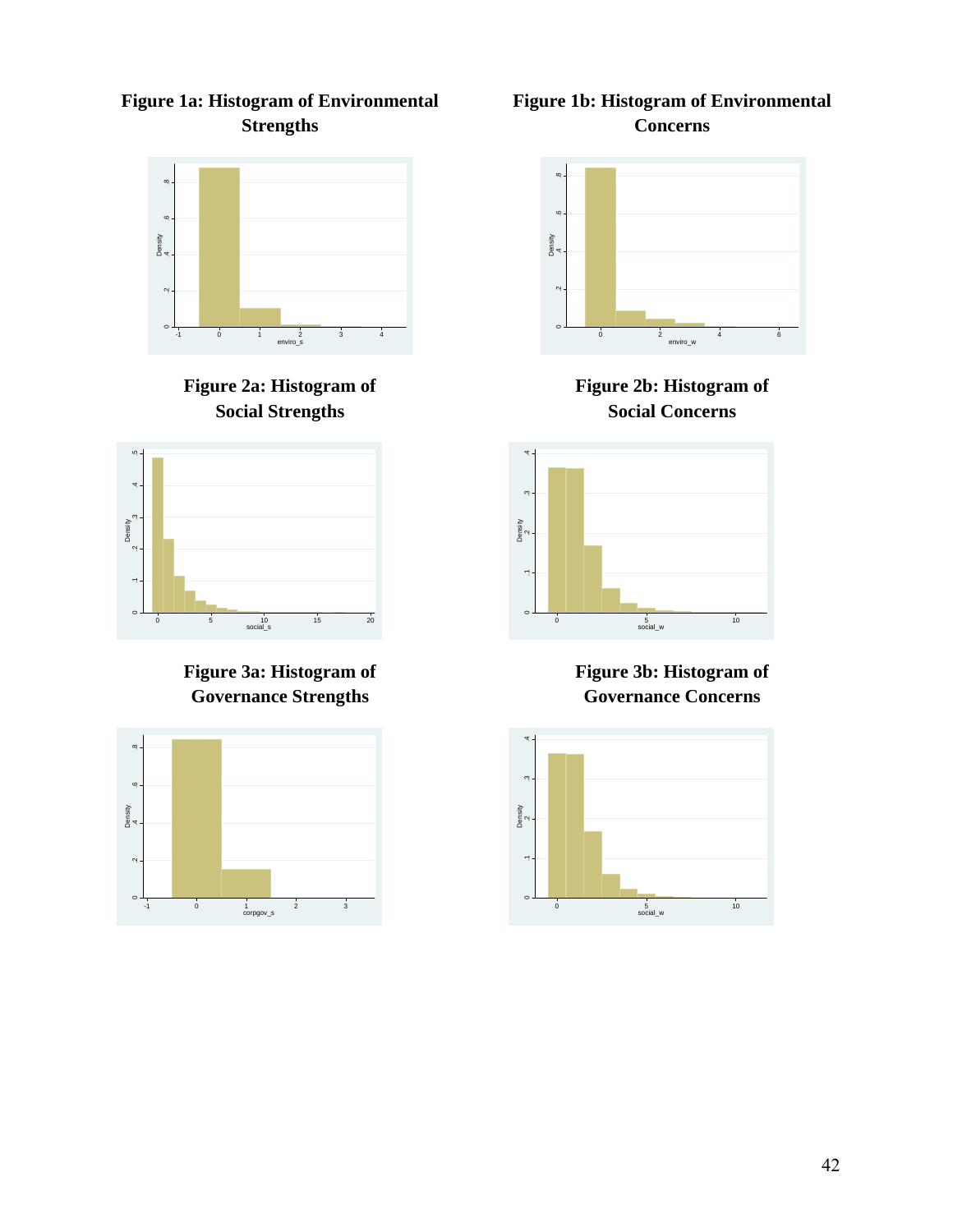**Figure 1a: Histogram of Environmental Strengths**

**Figure 1b: Histogram of Environmental Concerns**

**Figure 2a: Histogram of Social Strengths**

**Figure 2b: Histogram of Social Concerns**

**Figure 3a: Histogram of Governance Strengths**

**Figure 3b: Histogram of Governance Concerns**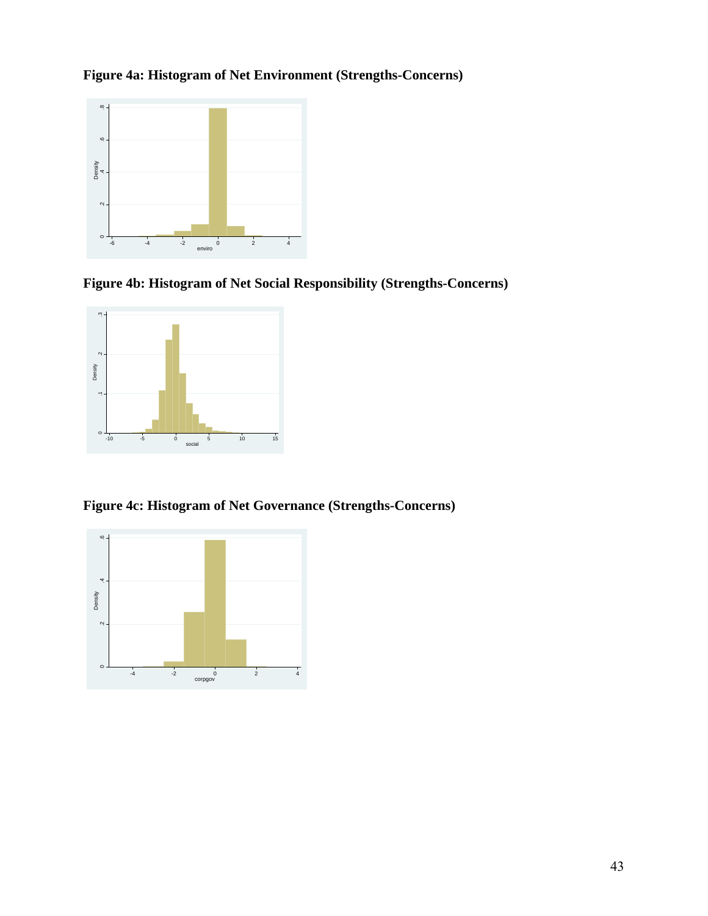**Figure 4a: Histogram of Net Environment (Strengths-Concerns)**

Density

0
.2
.4
.6
.8

-6
-4
-2
0
2
4

enviro

**Figure 4b: Histogram of Net Social Responsibility (Strengths-Concerns)**

Density

0
.1
.2
.3

-10
-5
0
5
10
15

social

**Figure 4c: Histogram of Net Governance (Strengths-Concerns)**

Density

0
.2
.4
.6

-4
-2
0
2
4

corpgov